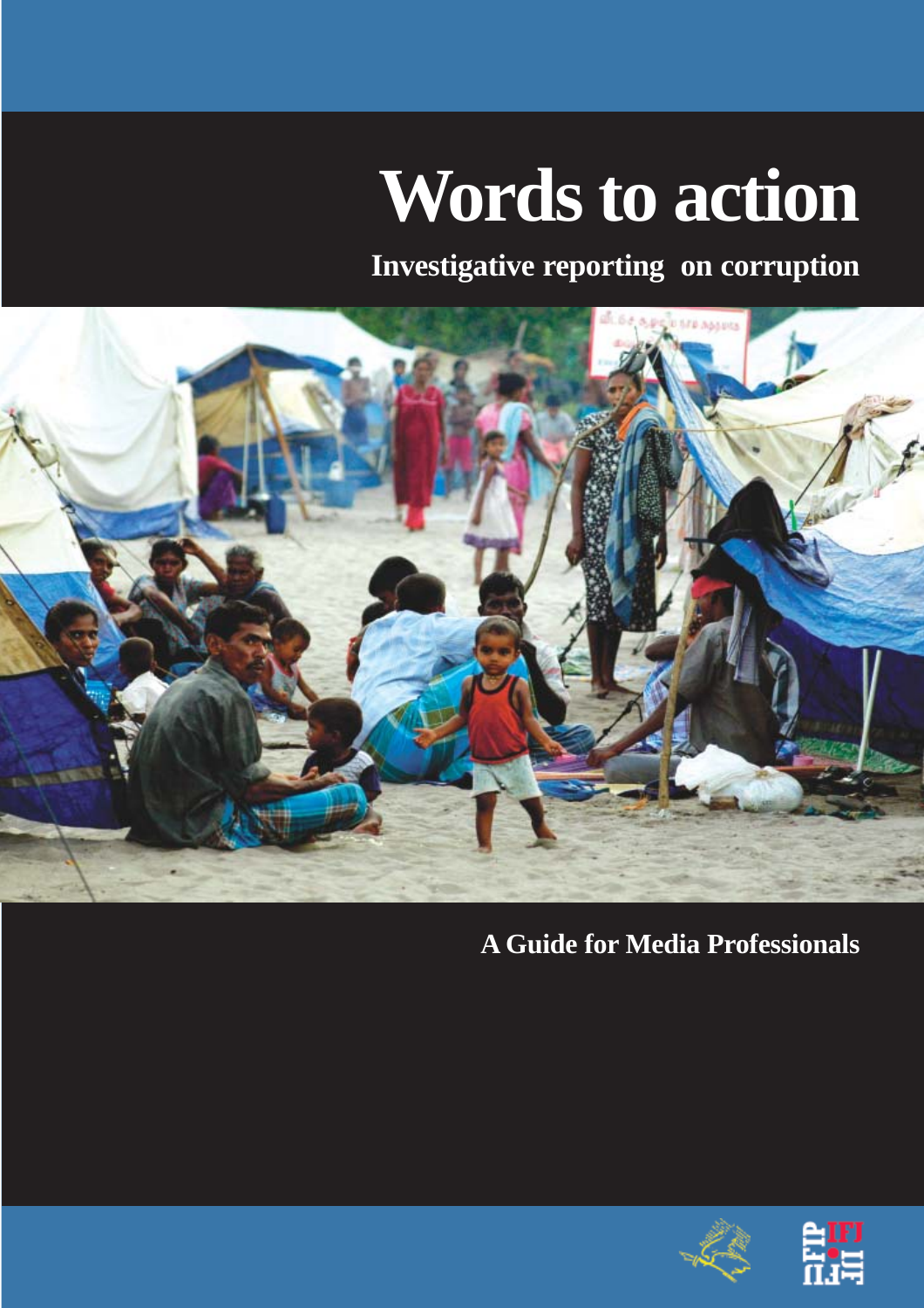# Words to action

## Investigative reporting on corruption

A Guide for Media Professionals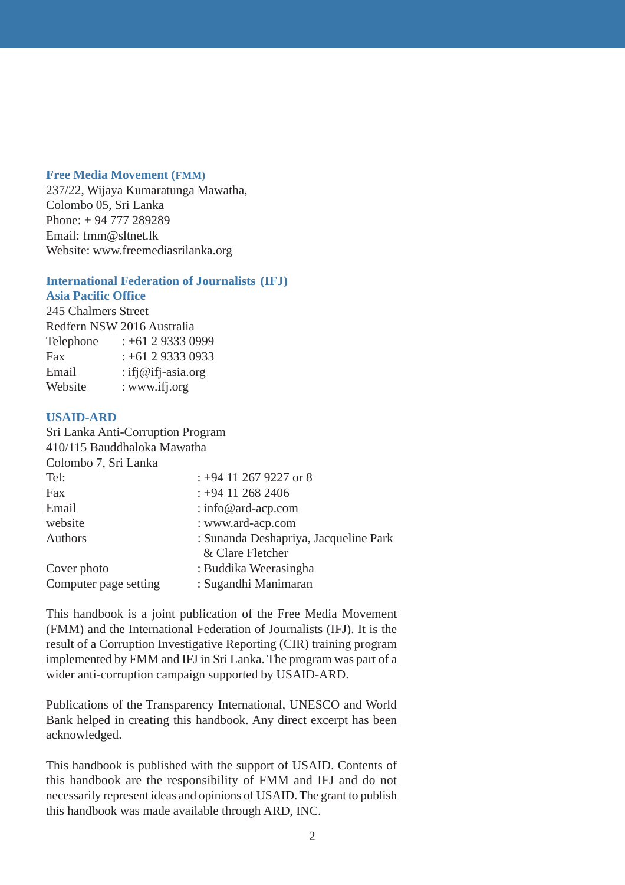**Free Media Movement (FMM)**
237/22, Wijaya Kumaratunga Mawatha,
Colombo 05, Sri Lanka
Phone: + 94 777 289289
Email: fmm@sltnet.lk
Website: www.freemediasrilanka.org

**International Federation of Journalists (IFJ)**
**Asia Pacific Office**
245 Chalmers Street
Redfern NSW 2016 Australia
Telephone : +61 2 9333 0999
Fax : +61 2 9333 0933
Email : ifj@ifj-asia.org
Website : www.ifj.org

**USAID-ARD**
Sri Lanka Anti-Corruption Program
410/115 Bauddhaloka Mawatha
Colombo 7, Sri Lanka
Tel: : +94 11 267 9227 or 8
Fax : +94 11 268 2406
Email : info@ard-acp.com
website : www.ard-acp.com
Authors : Sunanda Deshapriya, Jacqueline Park & Clare Fletcher
Cover photo : Buddika Weerasingha
Computer page setting : Sugandhi Manimaran

This handbook is a joint publication of the Free Media Movement (FMM) and the International Federation of Journalists (IFJ). It is the result of a Corruption Investigative Reporting (CIR) training program implemented by FMM and IFJ in Sri Lanka. The program was part of a wider anti-corruption campaign supported by USAID-ARD.

Publications of the Transparency International, UNESCO and World Bank helped in creating this handbook. Any direct excerpt has been acknowledged.

This handbook is published with the support of USAID. Contents of this handbook are the responsibility of FMM and IFJ and do not necessarily represent ideas and opinions of USAID. The grant to publish this handbook was made available through ARD, INC.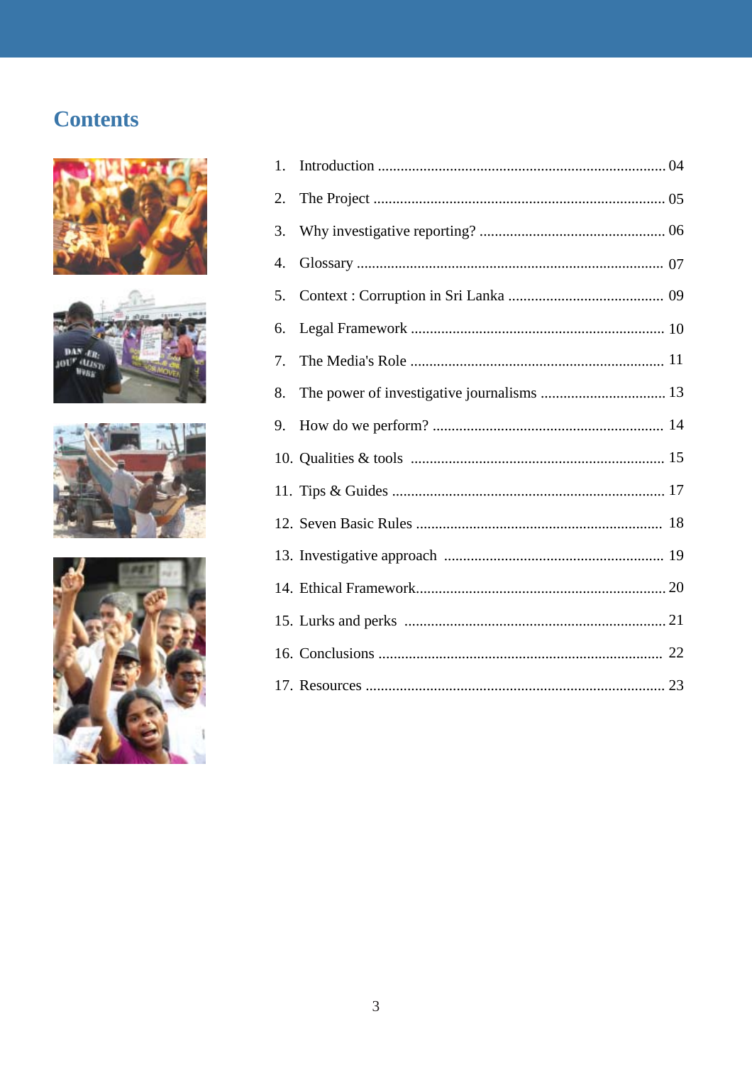# Contents

1. Introduction ............................................................................ 04
2. The Project ............................................................................ 05
3. Why investigative reporting? ................................................. 06
4. Glossary ................................................................................ 07
5. Context : Corruption in Sri Lanka ......................................... 09
6. Legal Framework .................................................................. 10
7. The Media's Role .................................................................. 11
8. The power of investigative journalisms ................................. 13
9. How do we perform? ............................................................. 14
10. Qualities & tools .................................................................. 15
11. Tips & Guides ....................................................................... 17
12. Seven Basic Rules ................................................................ 18
13. Investigative approach ......................................................... 19
14. Ethical Framework................................................................. 20
15. Lurks and perks .................................................................... 21
16. Conclusions .......................................................................... 22
17. Resources ............................................................................. 23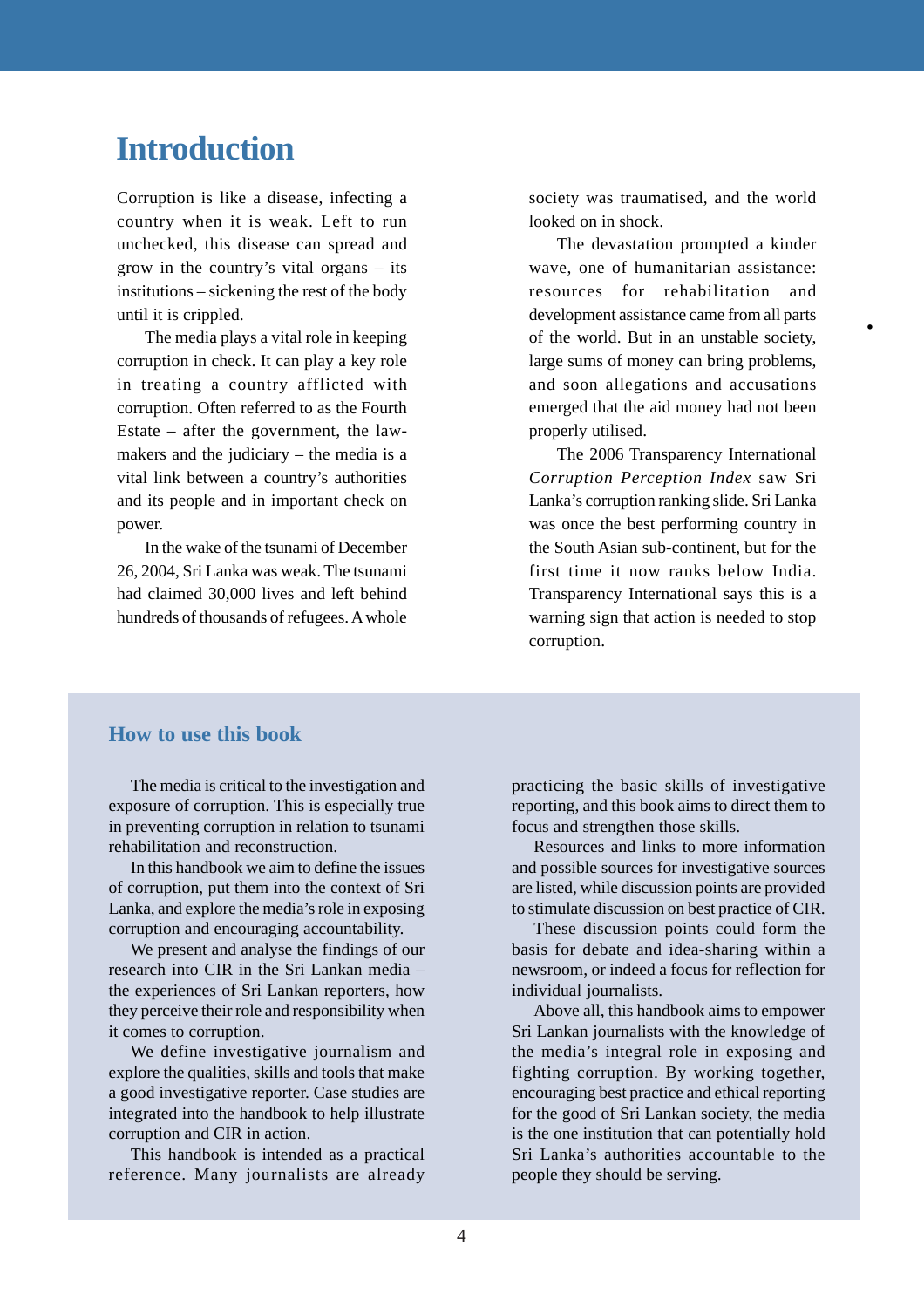# Introduction

Corruption is like a disease, infecting a country when it is weak. Left to run unchecked, this disease can spread and grow in the country's vital organs – its institutions – sickening the rest of the body until it is crippled.

The media plays a vital role in keeping corruption in check. It can play a key role in treating a country afflicted with corruption. Often referred to as the Fourth Estate – after the government, the law-makers and the judiciary – the media is a vital link between a country's authorities and its people and in important check on power.

In the wake of the tsunami of December 26, 2004, Sri Lanka was weak. The tsunami had claimed 30,000 lives and left behind hundreds of thousands of refugees. A whole society was traumatised, and the world looked on in shock.

The devastation prompted a kinder wave, one of humanitarian assistance: resources for rehabilitation and development assistance came from all parts of the world. But in an unstable society, large sums of money can bring problems, and soon allegations and accusations emerged that the aid money had not been properly utilised.

The 2006 Transparency International *Corruption Perception Index* saw Sri Lanka's corruption ranking slide. Sri Lanka was once the best performing country in the South Asian sub-continent, but for the first time it now ranks below India. Transparency International says this is a warning sign that action is needed to stop corruption.

## How to use this book

The media is critical to the investigation and exposure of corruption. This is especially true in preventing corruption in relation to tsunami rehabilitation and reconstruction.

In this handbook we aim to define the issues of corruption, put them into the context of Sri Lanka, and explore the media's role in exposing corruption and encouraging accountability.

We present and analyse the findings of our research into CIR in the Sri Lankan media – the experiences of Sri Lankan reporters, how they perceive their role and responsibility when it comes to corruption.

We define investigative journalism and explore the qualities, skills and tools that make a good investigative reporter. Case studies are integrated into the handbook to help illustrate corruption and CIR in action.

This handbook is intended as a practical reference. Many journalists are already practicing the basic skills of investigative reporting, and this book aims to direct them to focus and strengthen those skills.

Resources and links to more information and possible sources for investigative sources are listed, while discussion points are provided to stimulate discussion on best practice of CIR.

These discussion points could form the basis for debate and idea-sharing within a newsroom, or indeed a focus for reflection for individual journalists.

Above all, this handbook aims to empower Sri Lankan journalists with the knowledge of the media's integral role in exposing and fighting corruption. By working together, encouraging best practice and ethical reporting for the good of Sri Lankan society, the media is the one institution that can potentially hold Sri Lanka's authorities accountable to the people they should be serving.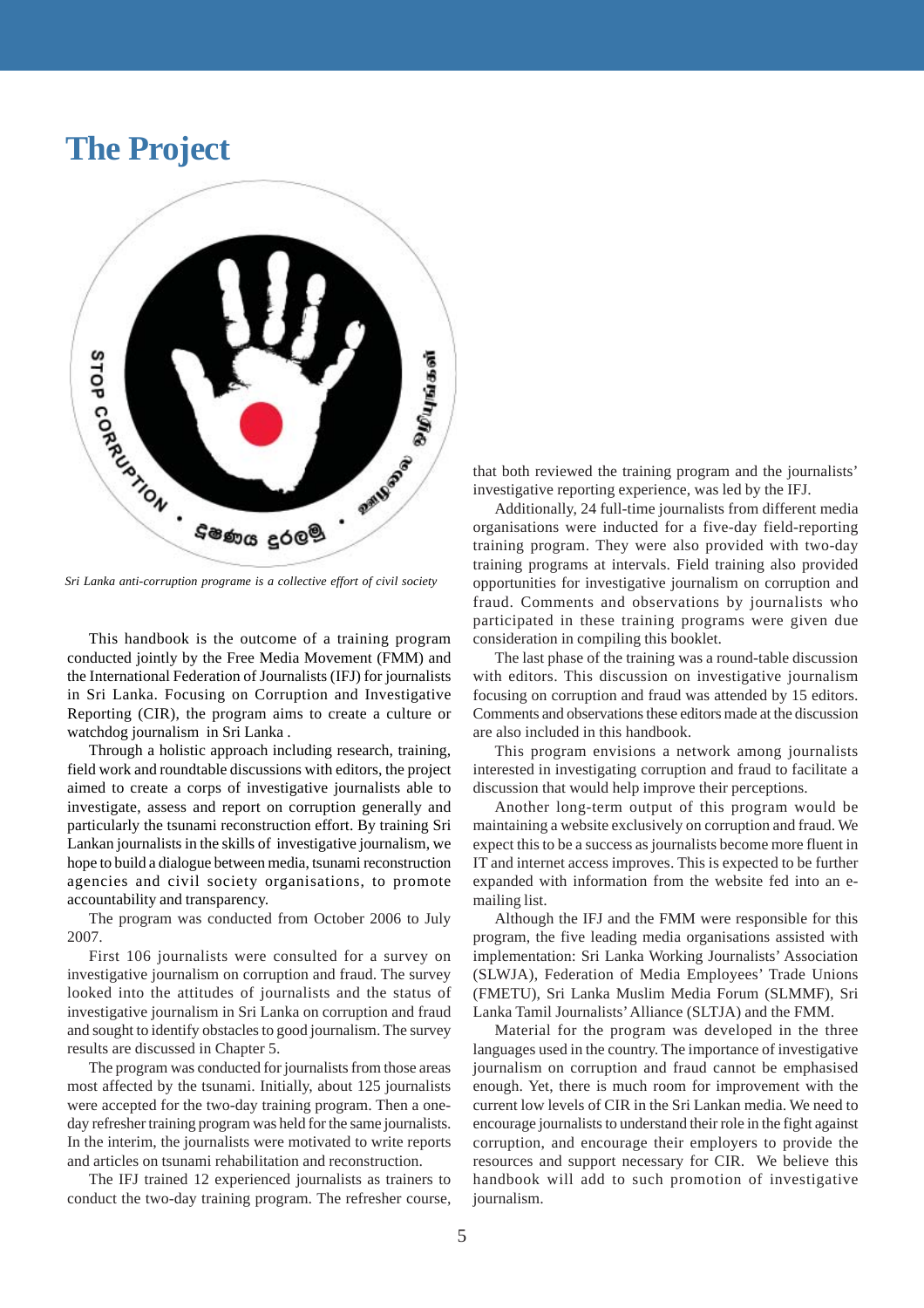# The Project

*Sri Lanka anti-corruption programe is a collective effort of civil society*

This handbook is the outcome of a training program conducted jointly by the Free Media Movement (FMM) and the International Federation of Journalists (IFJ) for journalists in Sri Lanka. Focusing on Corruption and Investigative Reporting (CIR), the program aims to create a culture or watchdog journalism in Sri Lanka .

Through a holistic approach including research, training, field work and roundtable discussions with editors, the project aimed to create a corps of investigative journalists able to investigate, assess and report on corruption generally and particularly the tsunami reconstruction effort. By training Sri Lankan journalists in the skills of investigative journalism, we hope to build a dialogue between media, tsunami reconstruction agencies and civil society organisations, to promote accountability and transparency.

The program was conducted from October 2006 to July 2007.

First 106 journalists were consulted for a survey on investigative journalism on corruption and fraud. The survey looked into the attitudes of journalists and the status of investigative journalism in Sri Lanka on corruption and fraud and sought to identify obstacles to good journalism. The survey results are discussed in Chapter 5.

The program was conducted for journalists from those areas most affected by the tsunami. Initially, about 125 journalists were accepted for the two-day training program. Then a one-day refresher training program was held for the same journalists. In the interim, the journalists were motivated to write reports and articles on tsunami rehabilitation and reconstruction.

The IFJ trained 12 experienced journalists as trainers to conduct the two-day training program. The refresher course, that both reviewed the training program and the journalists' investigative reporting experience, was led by the IFJ.

Additionally, 24 full-time journalists from different media organisations were inducted for a five-day field-reporting training program. They were also provided with two-day training programs at intervals. Field training also provided opportunities for investigative journalism on corruption and fraud. Comments and observations by journalists who participated in these training programs were given due consideration in compiling this booklet.

The last phase of the training was a round-table discussion with editors. This discussion on investigative journalism focusing on corruption and fraud was attended by 15 editors. Comments and observations these editors made at the discussion are also included in this handbook.

This program envisions a network among journalists interested in investigating corruption and fraud to facilitate a discussion that would help improve their perceptions.

Another long-term output of this program would be maintaining a website exclusively on corruption and fraud. We expect this to be a success as journalists become more fluent in IT and internet access improves. This is expected to be further expanded with information from the website fed into an e-mailing list.

Although the IFJ and the FMM were responsible for this program, the five leading media organisations assisted with implementation: Sri Lanka Working Journalists' Association (SLWJA), Federation of Media Employees' Trade Unions (FMETU), Sri Lanka Muslim Media Forum (SLMMF), Sri Lanka Tamil Journalists' Alliance (SLTJA) and the FMM.

Material for the program was developed in the three languages used in the country. The importance of investigative journalism on corruption and fraud cannot be emphasised enough. Yet, there is much room for improvement with the current low levels of CIR in the Sri Lankan media. We need to encourage journalists to understand their role in the fight against corruption, and encourage their employers to provide the resources and support necessary for CIR. We believe this handbook will add to such promotion of investigative journalism.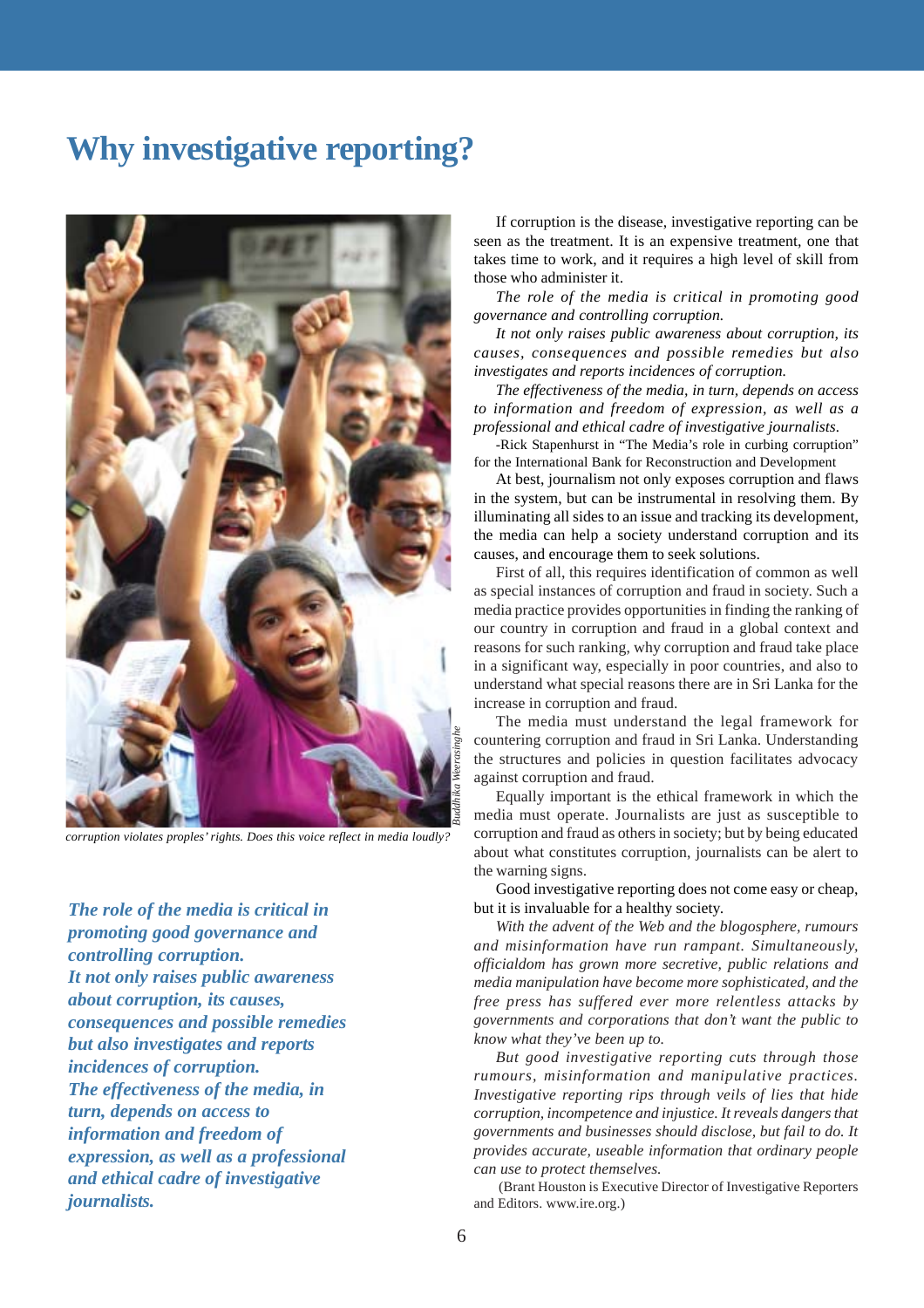# Why investigative reporting?

corruption violates proples' rights. Does this voice reflect in media loudly?

Buddhika Weerasinghe

***The role of the media is critical in promoting good governance and controlling corruption. It not only raises public awareness about corruption, its causes, consequences and possible remedies but also investigates and reports incidences of corruption. The effectiveness of the media, in turn, depends on access to information and freedom of expression, as well as a professional and ethical cadre of investigative journalists.***

If corruption is the disease, investigative reporting can be seen as the treatment. It is an expensive treatment, one that takes time to work, and it requires a high level of skill from those who administer it.

*The role of the media is critical in promoting good governance and controlling corruption.*

*It not only raises public awareness about corruption, its causes, consequences and possible remedies but also investigates and reports incidences of corruption.*

*The effectiveness of the media, in turn, depends on access to information and freedom of expression, as well as a professional and ethical cadre of investigative journalists.*

-Rick Stapenhurst in "The Media's role in curbing corruption" for the International Bank for Reconstruction and Development

At best, journalism not only exposes corruption and flaws in the system, but can be instrumental in resolving them. By illuminating all sides to an issue and tracking its development, the media can help a society understand corruption and its causes, and encourage them to seek solutions.

First of all, this requires identification of common as well as special instances of corruption and fraud in society. Such a media practice provides opportunities in finding the ranking of our country in corruption and fraud in a global context and reasons for such ranking, why corruption and fraud take place in a significant way, especially in poor countries, and also to understand what special reasons there are in Sri Lanka for the increase in corruption and fraud.

The media must understand the legal framework for countering corruption and fraud in Sri Lanka. Understanding the structures and policies in question facilitates advocacy against corruption and fraud.

Equally important is the ethical framework in which the media must operate. Journalists are just as susceptible to corruption and fraud as others in society; but by being educated about what constitutes corruption, journalists can be alert to the warning signs.

Good investigative reporting does not come easy or cheap, but it is invaluable for a healthy society.

*With the advent of the Web and the blogosphere, rumours and misinformation have run rampant. Simultaneously, officialdom has grown more secretive, public relations and media manipulation have become more sophisticated, and the free press has suffered ever more relentless attacks by governments and corporations that don't want the public to know what they've been up to.*

*But good investigative reporting cuts through those rumours, misinformation and manipulative practices. Investigative reporting rips through veils of lies that hide corruption, incompetence and injustice. It reveals dangers that governments and businesses should disclose, but fail to do. It provides accurate, useable information that ordinary people can use to protect themselves.*

(Brant Houston is Executive Director of Investigative Reporters and Editors. www.ire.org.)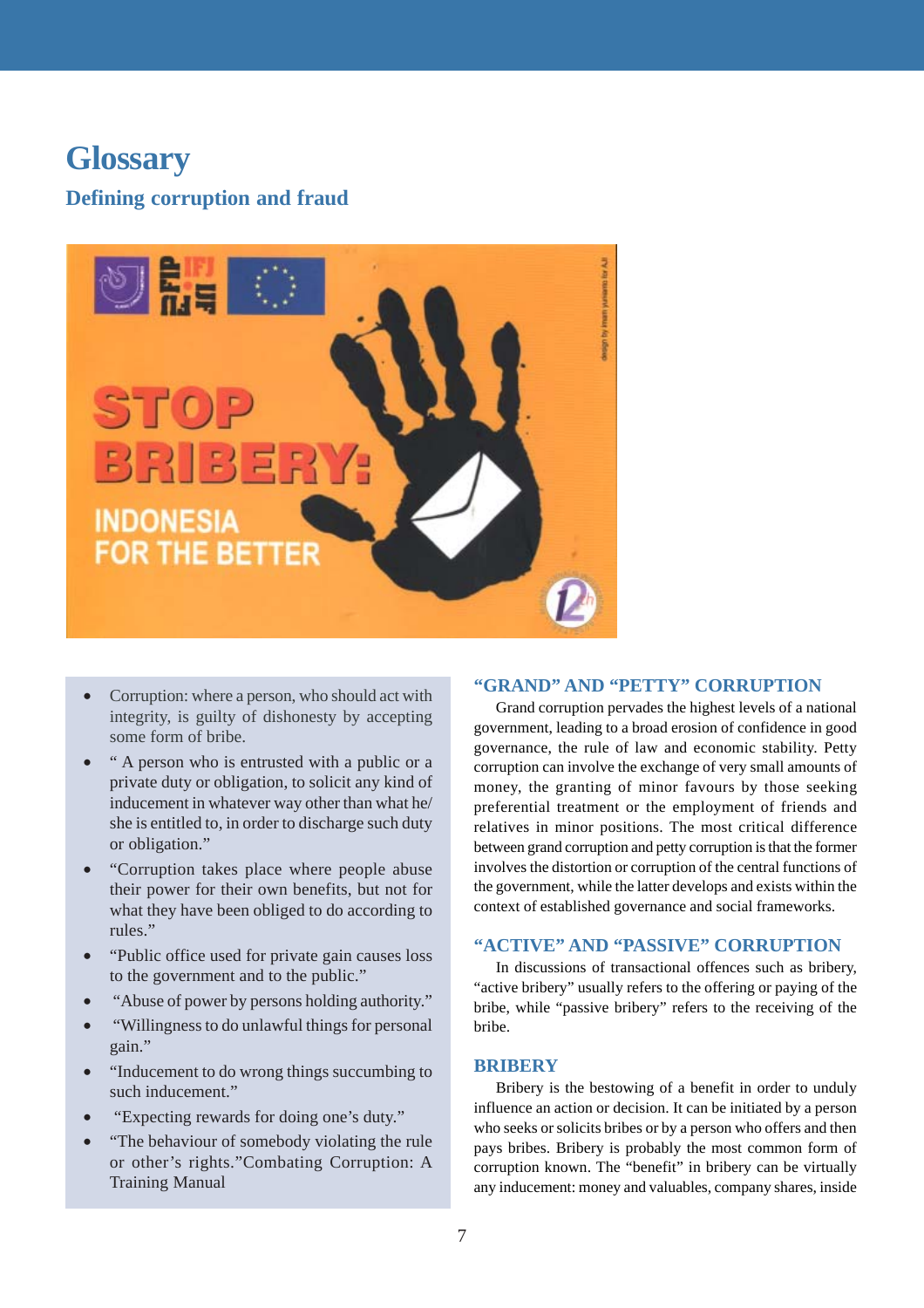# Glossary

## Defining corruption and fraud

- Corruption: where a person, who should act with integrity, is guilty of dishonesty by accepting some form of bribe.
- " A person who is entrusted with a public or a private duty or obligation, to solicit any kind of inducement in whatever way other than what he/she is entitled to, in order to discharge such duty or obligation."
- "Corruption takes place where people abuse their power for their own benefits, but not for what they have been obliged to do according to rules."
- "Public office used for private gain causes loss to the government and to the public."
- "Abuse of power by persons holding authority."
- "Willingness to do unlawful things for personal gain."
- "Inducement to do wrong things succumbing to such inducement."
- "Expecting rewards for doing one's duty."
- "The behaviour of somebody violating the rule or other's rights."Combating Corruption: A Training Manual

### "GRAND" AND "PETTY" CORRUPTION

Grand corruption pervades the highest levels of a national government, leading to a broad erosion of confidence in good governance, the rule of law and economic stability. Petty corruption can involve the exchange of very small amounts of money, the granting of minor favours by those seeking preferential treatment or the employment of friends and relatives in minor positions. The most critical difference between grand corruption and petty corruption is that the former involves the distortion or corruption of the central functions of the government, while the latter develops and exists within the context of established governance and social frameworks.

### "ACTIVE" AND "PASSIVE" CORRUPTION

In discussions of transactional offences such as bribery, "active bribery" usually refers to the offering or paying of the bribe, while "passive bribery" refers to the receiving of the bribe.

### BRIBERY

Bribery is the bestowing of a benefit in order to unduly influence an action or decision. It can be initiated by a person who seeks or solicits bribes or by a person who offers and then pays bribes. Bribery is probably the most common form of corruption known. The "benefit" in bribery can be virtually any inducement: money and valuables, company shares, inside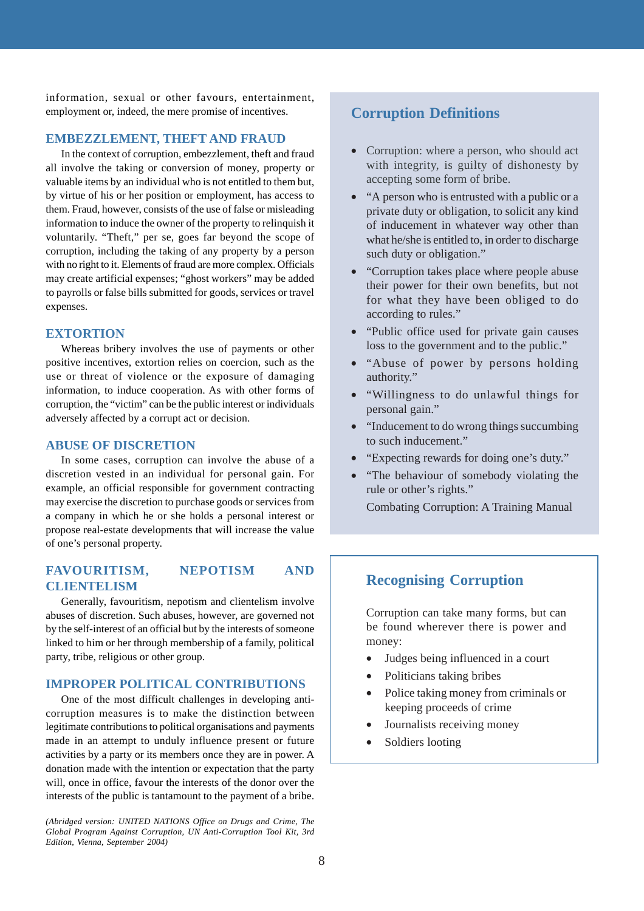information, sexual or other favours, entertainment, employment or, indeed, the mere promise of incentives.

## EMBEZZLEMENT, THEFT AND FRAUD

In the context of corruption, embezzlement, theft and fraud all involve the taking or conversion of money, property or valuable items by an individual who is not entitled to them but, by virtue of his or her position or employment, has access to them. Fraud, however, consists of the use of false or misleading information to induce the owner of the property to relinquish it voluntarily. "Theft," per se, goes far beyond the scope of corruption, including the taking of any property by a person with no right to it. Elements of fraud are more complex. Officials may create artificial expenses; "ghost workers" may be added to payrolls or false bills submitted for goods, services or travel expenses.

## EXTORTION

Whereas bribery involves the use of payments or other positive incentives, extortion relies on coercion, such as the use or threat of violence or the exposure of damaging information, to induce cooperation. As with other forms of corruption, the "victim" can be the public interest or individuals adversely affected by a corrupt act or decision.

## ABUSE OF DISCRETION

In some cases, corruption can involve the abuse of a discretion vested in an individual for personal gain. For example, an official responsible for government contracting may exercise the discretion to purchase goods or services from a company in which he or she holds a personal interest or propose real-estate developments that will increase the value of one's personal property.

## FAVOURITISM, NEPOTISM AND CLIENTELISM

Generally, favouritism, nepotism and clientelism involve abuses of discretion. Such abuses, however, are governed not by the self-interest of an official but by the interests of someone linked to him or her through membership of a family, political party, tribe, religious or other group.

## IMPROPER POLITICAL CONTRIBUTIONS

One of the most difficult challenges in developing anti-corruption measures is to make the distinction between legitimate contributions to political organisations and payments made in an attempt to unduly influence present or future activities by a party or its members once they are in power. A donation made with the intention or expectation that the party will, once in office, favour the interests of the donor over the interests of the public is tantamount to the payment of a bribe.

*(Abridged version: UNITED NATIONS Office on Drugs and Crime, The Global Program Against Corruption, UN Anti-Corruption Tool Kit, 3rd Edition, Vienna, September 2004)*

## Corruption Definitions

- Corruption: where a person, who should act with integrity, is guilty of dishonesty by accepting some form of bribe.
- "A person who is entrusted with a public or a private duty or obligation, to solicit any kind of inducement in whatever way other than what he/she is entitled to, in order to discharge such duty or obligation."
- "Corruption takes place where people abuse their power for their own benefits, but not for what they have been obliged to do according to rules."
- "Public office used for private gain causes loss to the government and to the public."
- "Abuse of power by persons holding authority."
- "Willingness to do unlawful things for personal gain."
- "Inducement to do wrong things succumbing to such inducement."
- "Expecting rewards for doing one's duty."
- "The behaviour of somebody violating the rule or other's rights."

Combating Corruption: A Training Manual

## Recognising Corruption

Corruption can take many forms, but can be found wherever there is power and money:

- Judges being influenced in a court
- Politicians taking bribes
- Police taking money from criminals or keeping proceeds of crime
- Journalists receiving money
- Soldiers looting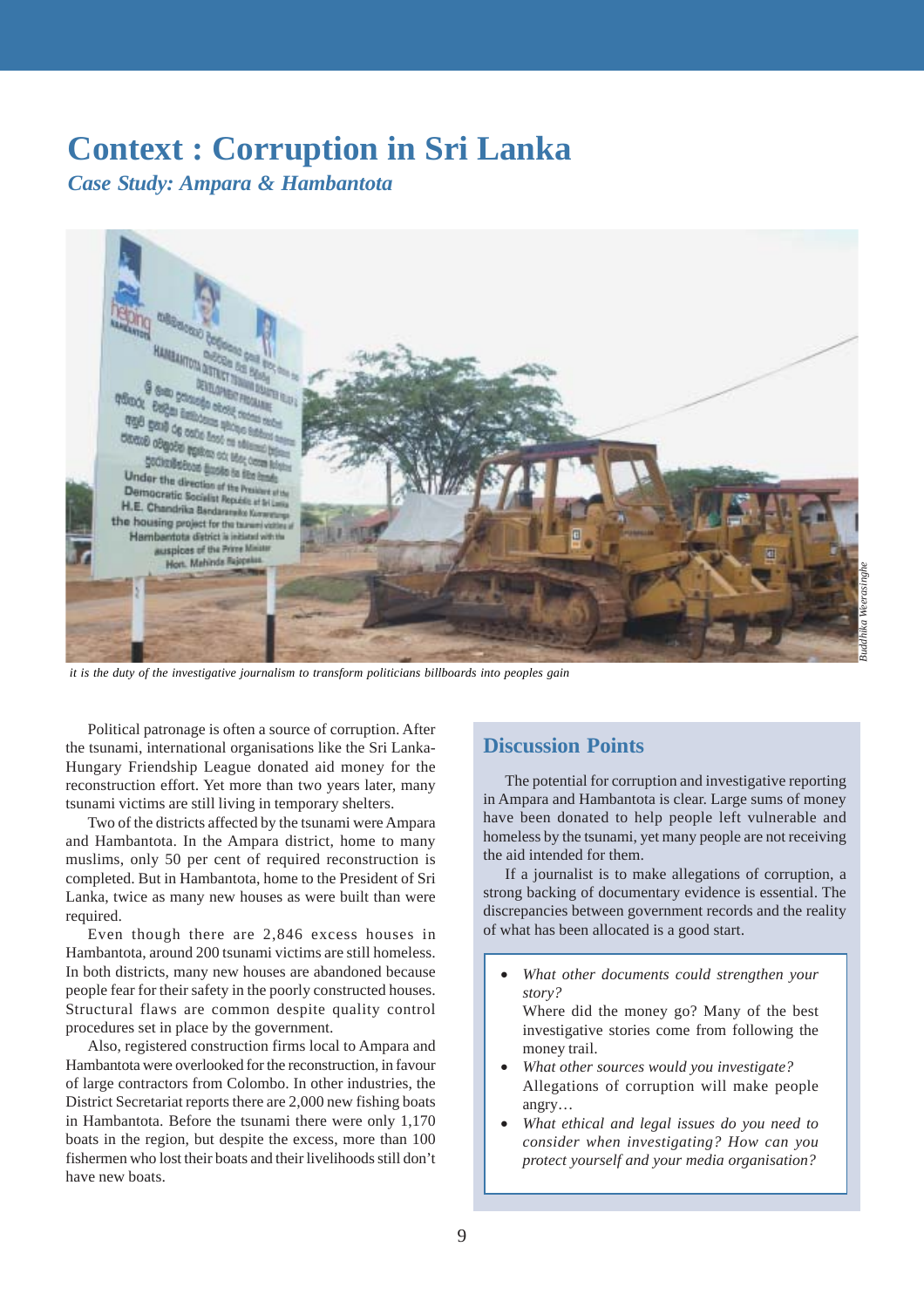# Context : Corruption in Sri Lanka

*Case Study: Ampara & Hambantota*

*it is the duty of the investigative journalism to transform politicians billboards into peoples gain*

*Buddhika Weerasinghe*

Political patronage is often a source of corruption. After the tsunami, international organisations like the Sri Lanka-Hungary Friendship League donated aid money for the reconstruction effort. Yet more than two years later, many tsunami victims are still living in temporary shelters.

Two of the districts affected by the tsunami were Ampara and Hambantota. In the Ampara district, home to many muslims, only 50 per cent of required reconstruction is completed. But in Hambantota, home to the President of Sri Lanka, twice as many new houses as were built than were required.

Even though there are 2,846 excess houses in Hambantota, around 200 tsunami victims are still homeless. In both districts, many new houses are abandoned because people fear for their safety in the poorly constructed houses. Structural flaws are common despite quality control procedures set in place by the government.

Also, registered construction firms local to Ampara and Hambantota were overlooked for the reconstruction, in favour of large contractors from Colombo. In other industries, the District Secretariat reports there are 2,000 new fishing boats in Hambantota. Before the tsunami there were only 1,170 boats in the region, but despite the excess, more than 100 fishermen who lost their boats and their livelihoods still don't have new boats.

## Discussion Points

The potential for corruption and investigative reporting in Ampara and Hambantota is clear. Large sums of money have been donated to help people left vulnerable and homeless by the tsunami, yet many people are not receiving the aid intended for them.

If a journalist is to make allegations of corruption, a strong backing of documentary evidence is essential. The discrepancies between government records and the reality of what has been allocated is a good start.

- *What other documents could strengthen your story?*
  Where did the money go? Many of the best investigative stories come from following the money trail.
- *What other sources would you investigate?*
  Allegations of corruption will make people angry…
- *What ethical and legal issues do you need to consider when investigating? How can you protect yourself and your media organisation?*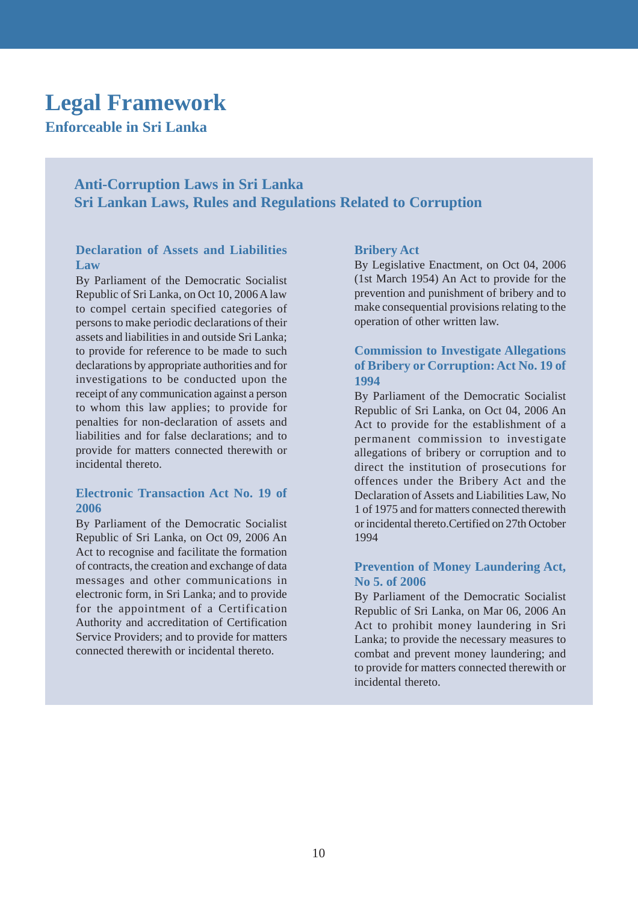# Legal Framework

## Enforceable in Sri Lanka

### Anti-Corruption Laws in Sri Lanka
### Sri Lankan Laws, Rules and Regulations Related to Corruption

#### Declaration of Assets and Liabilities Law

By Parliament of the Democratic Socialist Republic of Sri Lanka, on Oct 10, 2006 A law to compel certain specified categories of persons to make periodic declarations of their assets and liabilities in and outside Sri Lanka; to provide for reference to be made to such declarations by appropriate authorities and for investigations to be conducted upon the receipt of any communication against a person to whom this law applies; to provide for penalties for non-declaration of assets and liabilities and for false declarations; and to provide for matters connected therewith or incidental thereto.

#### Electronic Transaction Act No. 19 of 2006

By Parliament of the Democratic Socialist Republic of Sri Lanka, on Oct 09, 2006 An Act to recognise and facilitate the formation of contracts, the creation and exchange of data messages and other communications in electronic form, in Sri Lanka; and to provide for the appointment of a Certification Authority and accreditation of Certification Service Providers; and to provide for matters connected therewith or incidental thereto.

#### Bribery Act

By Legislative Enactment, on Oct 04, 2006 (1st March 1954) An Act to provide for the prevention and punishment of bribery and to make consequential provisions relating to the operation of other written law.

#### Commission to Investigate Allegations of Bribery or Corruption: Act No. 19 of 1994

By Parliament of the Democratic Socialist Republic of Sri Lanka, on Oct 04, 2006 An Act to provide for the establishment of a permanent commission to investigate allegations of bribery or corruption and to direct the institution of prosecutions for offences under the Bribery Act and the Declaration of Assets and Liabilities Law, No 1 of 1975 and for matters connected therewith or incidental thereto.Certified on 27th October 1994

#### Prevention of Money Laundering Act, No 5. of 2006

By Parliament of the Democratic Socialist Republic of Sri Lanka, on Mar 06, 2006 An Act to prohibit money laundering in Sri Lanka; to provide the necessary measures to combat and prevent money laundering; and to provide for matters connected therewith or incidental thereto.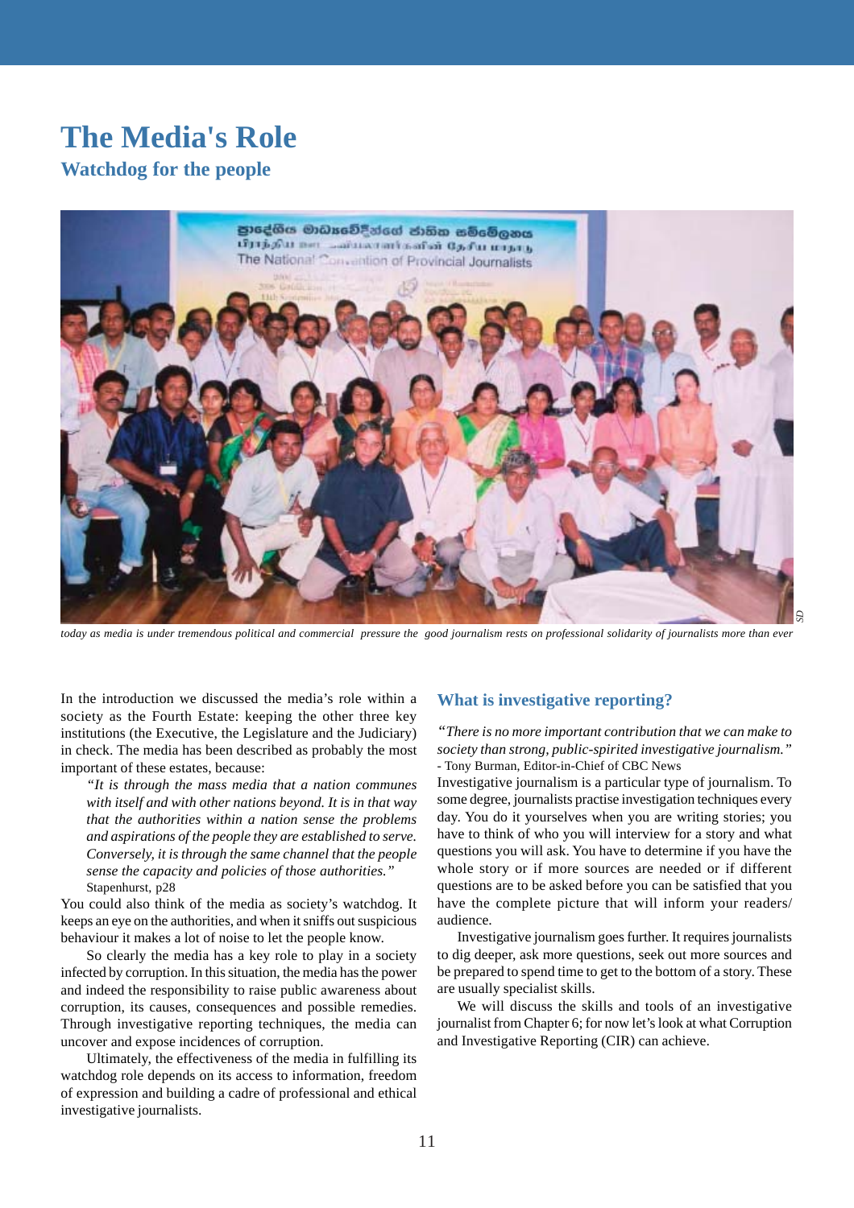# The Media's Role

## Watchdog for the people

*today as media is under tremendous political and commercial pressure the good journalism rests on professional solidarity of journalists more than ever*

In the introduction we discussed the media's role within a society as the Fourth Estate: keeping the other three key institutions (the Executive, the Legislature and the Judiciary) in check. The media has been described as probably the most important of these estates, because:

> *"It is through the mass media that a nation communes with itself and with other nations beyond. It is in that way that the authorities within a nation sense the problems and aspirations of the people they are established to serve. Conversely, it is through the same channel that the people sense the capacity and policies of those authorities."*
> Stapenhurst, p28

You could also think of the media as society's watchdog. It keeps an eye on the authorities, and when it sniffs out suspicious behaviour it makes a lot of noise to let the people know.

So clearly the media has a key role to play in a society infected by corruption. In this situation, the media has the power and indeed the responsibility to raise public awareness about corruption, its causes, consequences and possible remedies. Through investigative reporting techniques, the media can uncover and expose incidences of corruption.

Ultimately, the effectiveness of the media in fulfilling its watchdog role depends on its access to information, freedom of expression and building a cadre of professional and ethical investigative journalists.

### What is investigative reporting?

*"There is no more important contribution that we can make to society than strong, public-spirited investigative journalism."*
- Tony Burman, Editor-in-Chief of CBC News

Investigative journalism is a particular type of journalism. To some degree, journalists practise investigation techniques every day. You do it yourselves when you are writing stories; you have to think of who you will interview for a story and what questions you will ask. You have to determine if you have the whole story or if more sources are needed or if different questions are to be asked before you can be satisfied that you have the complete picture that will inform your readers/ audience.

Investigative journalism goes further. It requires journalists to dig deeper, ask more questions, seek out more sources and be prepared to spend time to get to the bottom of a story. These are usually specialist skills.

We will discuss the skills and tools of an investigative journalist from Chapter 6; for now let's look at what Corruption and Investigative Reporting (CIR) can achieve.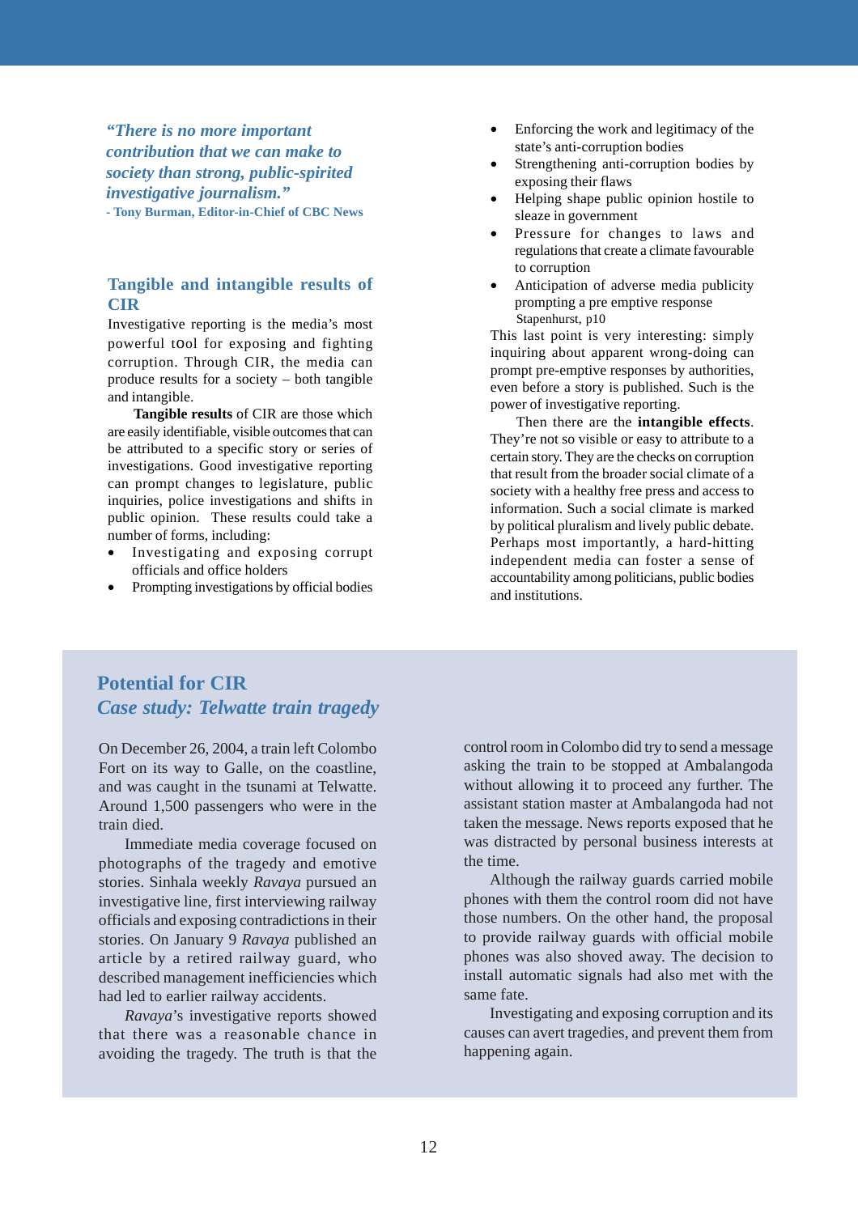*"There is no more important contribution that we can make to society than strong, public-spirited investigative journalism."*
**- Tony Burman, Editor-in-Chief of CBC News**

## Tangible and intangible results of CIR

Investigative reporting is the media's most powerful tOol for exposing and fighting corruption. Through CIR, the media can produce results for a society – both tangible and intangible.

**Tangible results** of CIR are those which are easily identifiable, visible outcomes that can be attributed to a specific story or series of investigations. Good investigative reporting can prompt changes to legislature, public inquiries, police investigations and shifts in public opinion. These results could take a number of forms, including:

- Investigating and exposing corrupt officials and office holders
- Prompting investigations by official bodies
- Enforcing the work and legitimacy of the state's anti-corruption bodies
- Strengthening anti-corruption bodies by exposing their flaws
- Helping shape public opinion hostile to sleaze in government
- Pressure for changes to laws and regulations that create a climate favourable to corruption
- Anticipation of adverse media publicity prompting a pre emptive response

Stapenhurst, p10

This last point is very interesting: simply inquiring about apparent wrong-doing can prompt pre-emptive responses by authorities, even before a story is published. Such is the power of investigative reporting.

Then there are the **intangible effects**. They're not so visible or easy to attribute to a certain story. They are the checks on corruption that result from the broader social climate of a society with a healthy free press and access to information. Such a social climate is marked by political pluralism and lively public debate. Perhaps most importantly, a hard-hitting independent media can foster a sense of accountability among politicians, public bodies and institutions.

## Potential for CIR

### *Case study: Telwatte train tragedy*

On December 26, 2004, a train left Colombo Fort on its way to Galle, on the coastline, and was caught in the tsunami at Telwatte. Around 1,500 passengers who were in the train died.

Immediate media coverage focused on photographs of the tragedy and emotive stories. Sinhala weekly *Ravaya* pursued an investigative line, first interviewing railway officials and exposing contradictions in their stories. On January 9 *Ravaya* published an article by a retired railway guard, who described management inefficiencies which had led to earlier railway accidents.

*Ravaya*'s investigative reports showed that there was a reasonable chance in avoiding the tragedy. The truth is that the control room in Colombo did try to send a message asking the train to be stopped at Ambalangoda without allowing it to proceed any further. The assistant station master at Ambalangoda had not taken the message. News reports exposed that he was distracted by personal business interests at the time.

Although the railway guards carried mobile phones with them the control room did not have those numbers. On the other hand, the proposal to provide railway guards with official mobile phones was also shoved away. The decision to install automatic signals had also met with the same fate.

Investigating and exposing corruption and its causes can avert tragedies, and prevent them from happening again.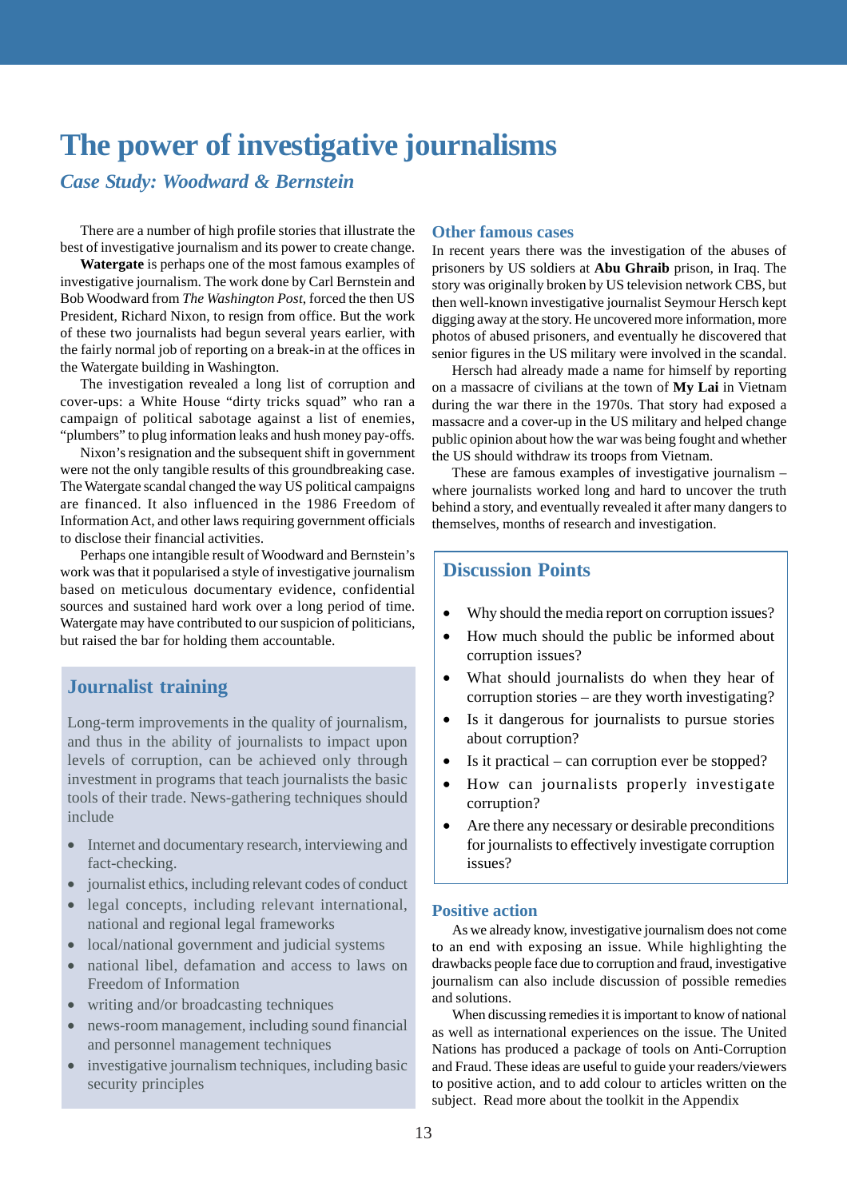# The power of investigative journalisms

## *Case Study: Woodward & Bernstein*

There are a number of high profile stories that illustrate the best of investigative journalism and its power to create change.

**Watergate** is perhaps one of the most famous examples of investigative journalism. The work done by Carl Bernstein and Bob Woodward from *The Washington Post*, forced the then US President, Richard Nixon, to resign from office. But the work of these two journalists had begun several years earlier, with the fairly normal job of reporting on a break-in at the offices in the Watergate building in Washington.

The investigation revealed a long list of corruption and cover-ups: a White House "dirty tricks squad" who ran a campaign of political sabotage against a list of enemies, "plumbers" to plug information leaks and hush money pay-offs.

Nixon's resignation and the subsequent shift in government were not the only tangible results of this groundbreaking case. The Watergate scandal changed the way US political campaigns are financed. It also influenced in the 1986 Freedom of Information Act, and other laws requiring government officials to disclose their financial activities.

Perhaps one intangible result of Woodward and Bernstein's work was that it popularised a style of investigative journalism based on meticulous documentary evidence, confidential sources and sustained hard work over a long period of time. Watergate may have contributed to our suspicion of politicians, but raised the bar for holding them accountable.

### Journalist training

Long-term improvements in the quality of journalism, and thus in the ability of journalists to impact upon levels of corruption, can be achieved only through investment in programs that teach journalists the basic tools of their trade. News-gathering techniques should include

- Internet and documentary research, interviewing and fact-checking.
- journalist ethics, including relevant codes of conduct
- legal concepts, including relevant international, national and regional legal frameworks
- local/national government and judicial systems
- national libel, defamation and access to laws on Freedom of Information
- writing and/or broadcasting techniques
- news-room management, including sound financial and personnel management techniques
- investigative journalism techniques, including basic security principles

### Other famous cases

In recent years there was the investigation of the abuses of prisoners by US soldiers at **Abu Ghraib** prison, in Iraq. The story was originally broken by US television network CBS, but then well-known investigative journalist Seymour Hersch kept digging away at the story. He uncovered more information, more photos of abused prisoners, and eventually he discovered that senior figures in the US military were involved in the scandal.

Hersch had already made a name for himself by reporting on a massacre of civilians at the town of **My Lai** in Vietnam during the war there in the 1970s. That story had exposed a massacre and a cover-up in the US military and helped change public opinion about how the war was being fought and whether the US should withdraw its troops from Vietnam.

These are famous examples of investigative journalism – where journalists worked long and hard to uncover the truth behind a story, and eventually revealed it after many dangers to themselves, months of research and investigation.

### Discussion Points

- Why should the media report on corruption issues?
- How much should the public be informed about corruption issues?
- What should journalists do when they hear of corruption stories – are they worth investigating?
- Is it dangerous for journalists to pursue stories about corruption?
- Is it practical – can corruption ever be stopped?
- How can journalists properly investigate corruption?
- Are there any necessary or desirable preconditions for journalists to effectively investigate corruption issues?

### Positive action

As we already know, investigative journalism does not come to an end with exposing an issue. While highlighting the drawbacks people face due to corruption and fraud, investigative journalism can also include discussion of possible remedies and solutions.

When discussing remedies it is important to know of national as well as international experiences on the issue. The United Nations has produced a package of tools on Anti-Corruption and Fraud. These ideas are useful to guide your readers/viewers to positive action, and to add colour to articles written on the subject. Read more about the toolkit in the Appendix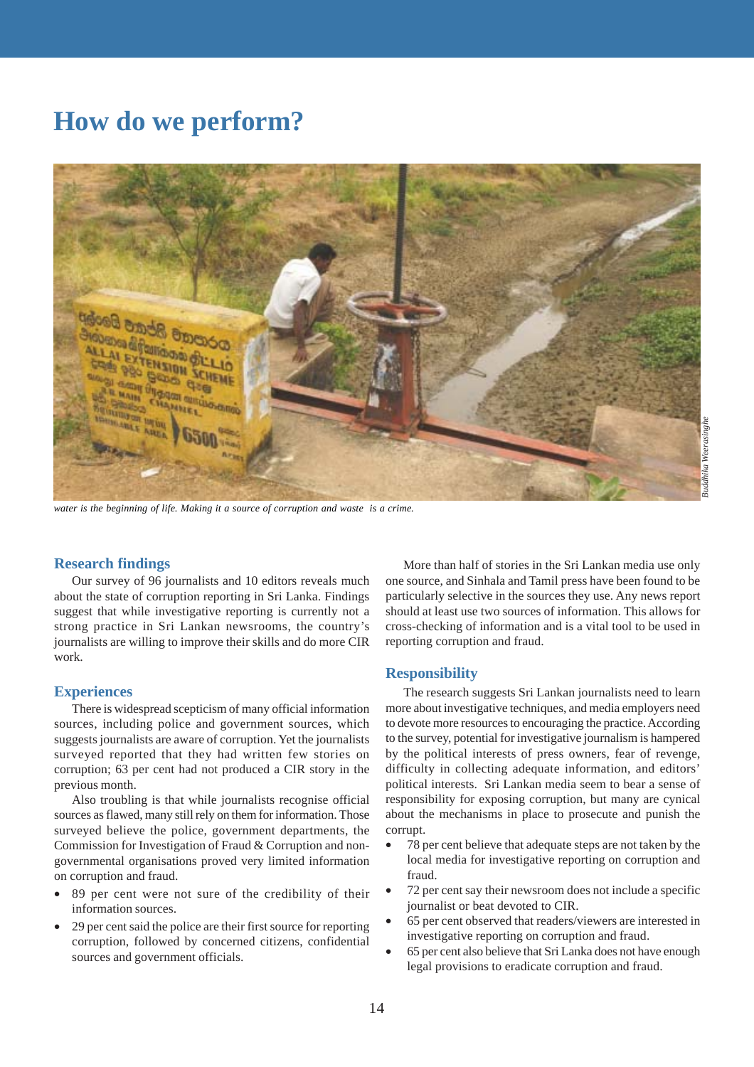# How do we perform?

*water is the beginning of life. Making it a source of corruption and waste is a crime.*

## Research findings

Our survey of 96 journalists and 10 editors reveals much about the state of corruption reporting in Sri Lanka. Findings suggest that while investigative reporting is currently not a strong practice in Sri Lankan newsrooms, the country's journalists are willing to improve their skills and do more CIR work.

## Experiences

There is widespread scepticism of many official information sources, including police and government sources, which suggests journalists are aware of corruption. Yet the journalists surveyed reported that they had written few stories on corruption; 63 per cent had not produced a CIR story in the previous month.

Also troubling is that while journalists recognise official sources as flawed, many still rely on them for information. Those surveyed believe the police, government departments, the Commission for Investigation of Fraud & Corruption and non-governmental organisations proved very limited information on corruption and fraud.

- 89 per cent were not sure of the credibility of their information sources.
- 29 per cent said the police are their first source for reporting corruption, followed by concerned citizens, confidential sources and government officials.

More than half of stories in the Sri Lankan media use only one source, and Sinhala and Tamil press have been found to be particularly selective in the sources they use. Any news report should at least use two sources of information. This allows for cross-checking of information and is a vital tool to be used in reporting corruption and fraud.

## Responsibility

The research suggests Sri Lankan journalists need to learn more about investigative techniques, and media employers need to devote more resources to encouraging the practice. According to the survey, potential for investigative journalism is hampered by the political interests of press owners, fear of revenge, difficulty in collecting adequate information, and editors' political interests. Sri Lankan media seem to bear a sense of responsibility for exposing corruption, but many are cynical about the mechanisms in place to prosecute and punish the corrupt.

- 78 per cent believe that adequate steps are not taken by the local media for investigative reporting on corruption and fraud.
- 72 per cent say their newsroom does not include a specific journalist or beat devoted to CIR.
- 65 per cent observed that readers/viewers are interested in investigative reporting on corruption and fraud.
- 65 per cent also believe that Sri Lanka does not have enough legal provisions to eradicate corruption and fraud.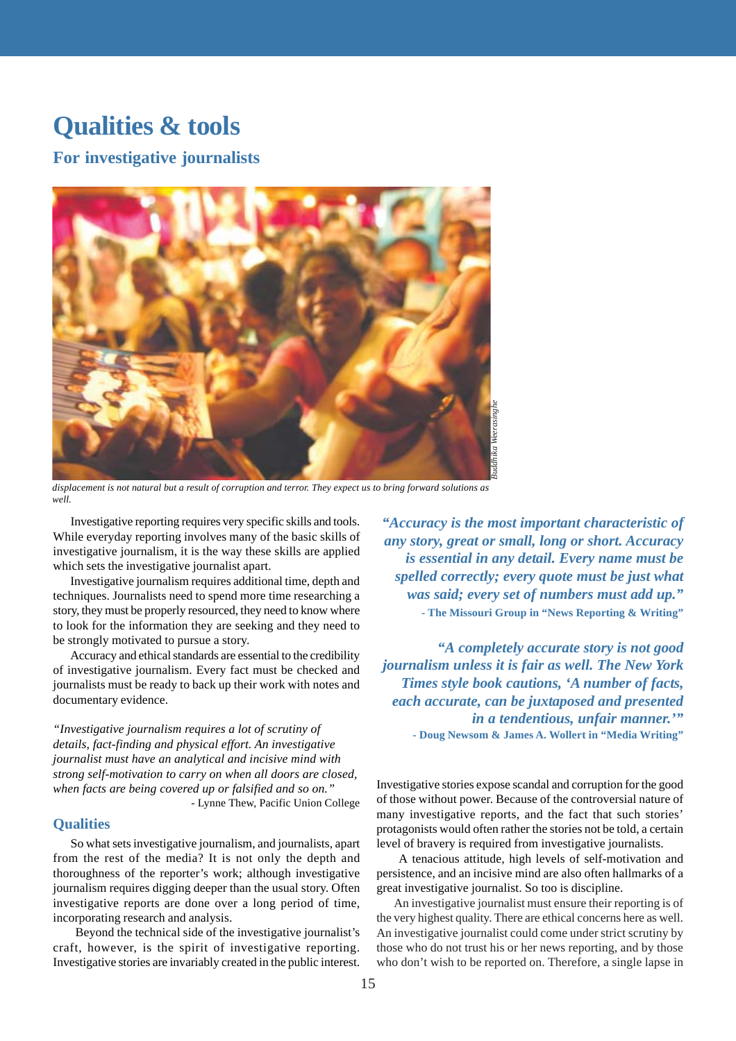# Qualities & tools

## For investigative journalists

*displacement is not natural but a result of corruption and terror. They expect us to bring forward solutions as well.*

Investigative reporting requires very specific skills and tools. While everyday reporting involves many of the basic skills of investigative journalism, it is the way these skills are applied which sets the investigative journalist apart.

Investigative journalism requires additional time, depth and techniques. Journalists need to spend more time researching a story, they must be properly resourced, they need to know where to look for the information they are seeking and they need to be strongly motivated to pursue a story.

Accuracy and ethical standards are essential to the credibility of investigative journalism. Every fact must be checked and journalists must be ready to back up their work with notes and documentary evidence.

*"Investigative journalism requires a lot of scrutiny of details, fact-finding and physical effort. An investigative journalist must have an analytical and incisive mind with strong self-motivation to carry on when all doors are closed, when facts are being covered up or falsified and so on."*

- Lynne Thew, Pacific Union College

### Qualities

So what sets investigative journalism, and journalists, apart from the rest of the media? It is not only the depth and thoroughness of the reporter's work; although investigative journalism requires digging deeper than the usual story. Often investigative reports are done over a long period of time, incorporating research and analysis.

Beyond the technical side of the investigative journalist's craft, however, is the spirit of investigative reporting. Investigative stories are invariably created in the public interest.

***"Accuracy is the most important characteristic of any story, great or small, long or short. Accuracy is essential in any detail. Every name must be spelled correctly; every quote must be just what was said; every set of numbers must add up."***

**- The Missouri Group in "News Reporting & Writing"**

***"A completely accurate story is not good journalism unless it is fair as well. The New York Times style book cautions, 'A number of facts, each accurate, can be juxtaposed and presented in a tendentious, unfair manner.'"***

**- Doug Newsom & James A. Wollert in "Media Writing"**

Investigative stories expose scandal and corruption for the good of those without power. Because of the controversial nature of many investigative reports, and the fact that such stories' protagonists would often rather the stories not be told, a certain level of bravery is required from investigative journalists.

A tenacious attitude, high levels of self-motivation and persistence, and an incisive mind are also often hallmarks of a great investigative journalist. So too is discipline.

An investigative journalist must ensure their reporting is of the very highest quality. There are ethical concerns here as well. An investigative journalist could come under strict scrutiny by those who do not trust his or her news reporting, and by those who don't wish to be reported on. Therefore, a single lapse in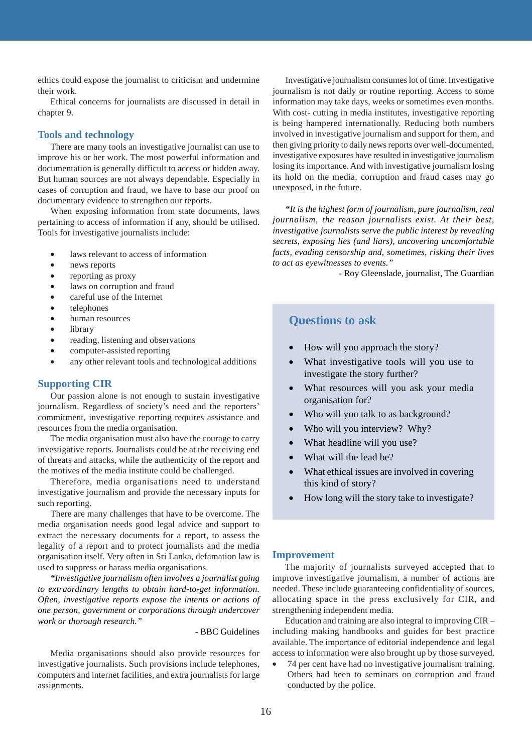ethics could expose the journalist to criticism and undermine their work.

Ethical concerns for journalists are discussed in detail in chapter 9.

## Tools and technology

There are many tools an investigative journalist can use to improve his or her work. The most powerful information and documentation is generally difficult to access or hidden away. But human sources are not always dependable. Especially in cases of corruption and fraud, we have to base our proof on documentary evidence to strengthen our reports.

When exposing information from state documents, laws pertaining to access of information if any, should be utilised. Tools for investigative journalists include:

- laws relevant to access of information
- news reports
- reporting as proxy
- laws on corruption and fraud
- careful use of the Internet
- telephones
- human resources
- library
- reading, listening and observations
- computer-assisted reporting
- any other relevant tools and technological additions

## Supporting CIR

Our passion alone is not enough to sustain investigative journalism. Regardless of society's need and the reporters' commitment, investigative reporting requires assistance and resources from the media organisation.

The media organisation must also have the courage to carry investigative reports. Journalists could be at the receiving end of threats and attacks, while the authenticity of the report and the motives of the media institute could be challenged.

Therefore, media organisations need to understand investigative journalism and provide the necessary inputs for such reporting.

There are many challenges that have to be overcome. The media organisation needs good legal advice and support to extract the necessary documents for a report, to assess the legality of a report and to protect journalists and the media organisation itself. Very often in Sri Lanka, defamation law is used to suppress or harass media organisations.

*"Investigative journalism often involves a journalist going to extraordinary lengths to obtain hard-to-get information. Often, investigative reports expose the intents or actions of one person, government or corporations through undercover work or thorough research."*

- BBC Guidelines

Media organisations should also provide resources for investigative journalists. Such provisions include telephones, computers and internet facilities, and extra journalists for large assignments.

Investigative journalism consumes lot of time. Investigative journalism is not daily or routine reporting. Access to some information may take days, weeks or sometimes even months. With cost- cutting in media institutes, investigative reporting is being hampered internationally. Reducing both numbers involved in investigative journalism and support for them, and then giving priority to daily news reports over well-documented, investigative exposures have resulted in investigative journalism losing its importance. And with investigative journalism losing its hold on the media, corruption and fraud cases may go unexposed, in the future.

*"It is the highest form of journalism, pure journalism, real journalism, the reason journalists exist. At their best, investigative journalists serve the public interest by revealing secrets, exposing lies (and liars), uncovering uncomfortable facts, evading censorship and, sometimes, risking their lives to act as eyewitnesses to events."*

- Roy Gleenslade, journalist, The Guardian

## Questions to ask

- How will you approach the story?
- What investigative tools will you use to investigate the story further?
- What resources will you ask your media organisation for?
- Who will you talk to as background?
- Who will you interview? Why?
- What headline will you use?
- What will the lead be?
- What ethical issues are involved in covering this kind of story?
- How long will the story take to investigate?

## Improvement

The majority of journalists surveyed accepted that to improve investigative journalism, a number of actions are needed. These include guaranteeing confidentiality of sources, allocating space in the press exclusively for CIR, and strengthening independent media.

Education and training are also integral to improving CIR – including making handbooks and guides for best practice available. The importance of editorial independence and legal access to information were also brought up by those surveyed.

- 74 per cent have had no investigative journalism training. Others had been to seminars on corruption and fraud conducted by the police.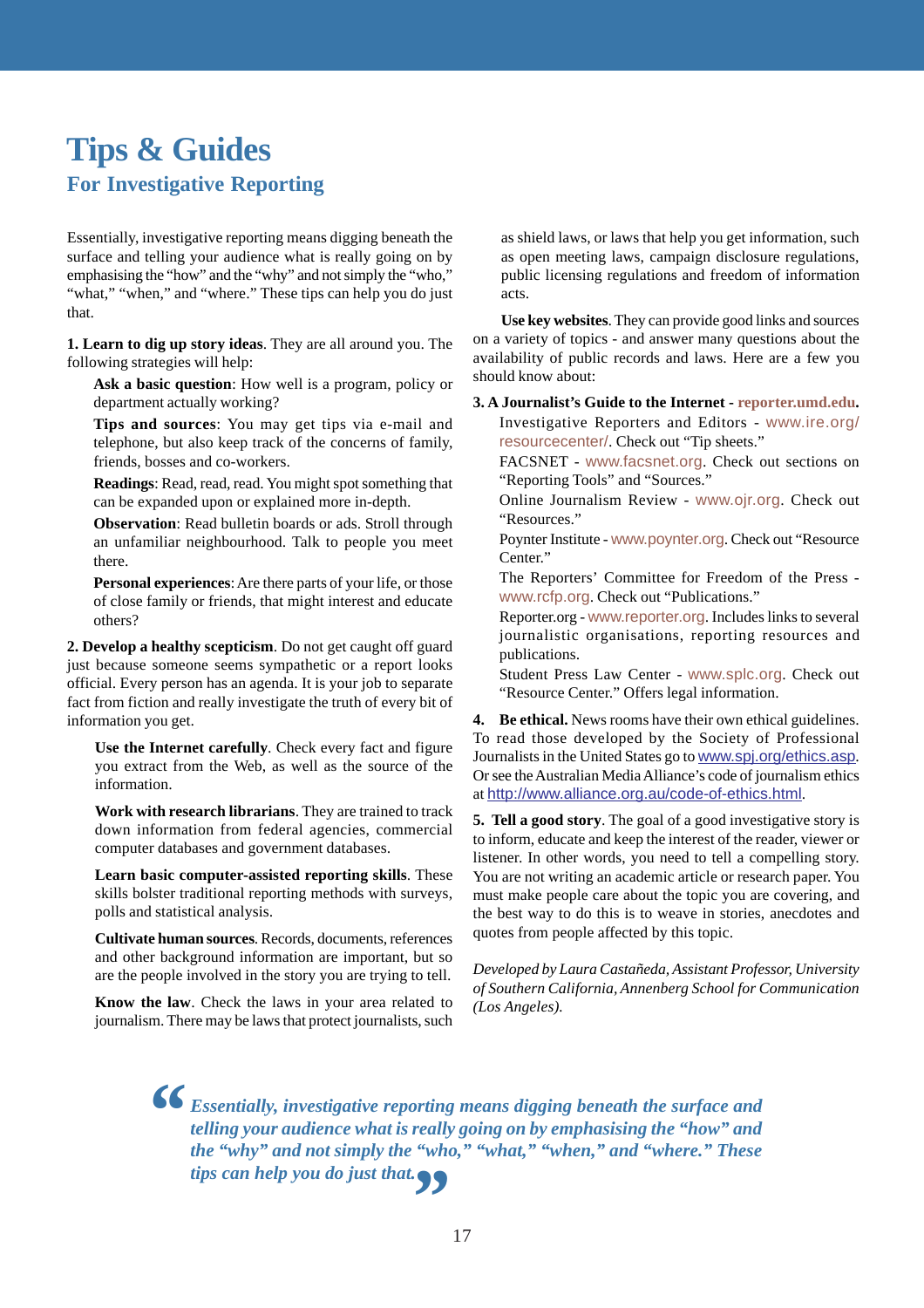# Tips & Guides

## For Investigative Reporting

Essentially, investigative reporting means digging beneath the surface and telling your audience what is really going on by emphasising the "how" and the "why" and not simply the "who," "what," "when," and "where." These tips can help you do just that.

**1. Learn to dig up story ideas**. They are all around you. The following strategies will help:

**Ask a basic question**: How well is a program, policy or department actually working?

**Tips and sources**: You may get tips via e-mail and telephone, but also keep track of the concerns of family, friends, bosses and co-workers.

**Readings**: Read, read, read. You might spot something that can be expanded upon or explained more in-depth.

**Observation**: Read bulletin boards or ads. Stroll through an unfamiliar neighbourhood. Talk to people you meet there.

**Personal experiences**: Are there parts of your life, or those of close family or friends, that might interest and educate others?

**2. Develop a healthy scepticism**. Do not get caught off guard just because someone seems sympathetic or a report looks official. Every person has an agenda. It is your job to separate fact from fiction and really investigate the truth of every bit of information you get.

**Use the Internet carefully**. Check every fact and figure you extract from the Web, as well as the source of the information.

**Work with research librarians**. They are trained to track down information from federal agencies, commercial computer databases and government databases.

**Learn basic computer-assisted reporting skills**. These skills bolster traditional reporting methods with surveys, polls and statistical analysis.

**Cultivate human sources**. Records, documents, references and other background information are important, but so are the people involved in the story you are trying to tell.

**Know the law**. Check the laws in your area related to journalism. There may be laws that protect journalists, such as shield laws, or laws that help you get information, such as open meeting laws, campaign disclosure regulations, public licensing regulations and freedom of information acts.

**Use key websites**. They can provide good links and sources on a variety of topics - and answer many questions about the availability of public records and laws. Here are a few you should know about:

**3. A Journalist's Guide to the Internet - reporter.umd.edu.**

Investigative Reporters and Editors - www.ire.org/resourcecenter/. Check out "Tip sheets."

FACSNET - www.facsnet.org. Check out sections on "Reporting Tools" and "Sources."

Online Journalism Review - www.ojr.org. Check out "Resources."

Poynter Institute - www.poynter.org. Check out "Resource Center."

The Reporters' Committee for Freedom of the Press - www.rcfp.org. Check out "Publications."

Reporter.org - www.reporter.org. Includes links to several journalistic organisations, reporting resources and publications.

Student Press Law Center - www.splc.org. Check out "Resource Center." Offers legal information.

**4. Be ethical.** News rooms have their own ethical guidelines. To read those developed by the Society of Professional Journalists in the United States go to www.spj.org/ethics.asp. Or see the Australian Media Alliance's code of journalism ethics at http://www.alliance.org.au/code-of-ethics.html.

**5. Tell a good story**. The goal of a good investigative story is to inform, educate and keep the interest of the reader, viewer or listener. In other words, you need to tell a compelling story. You are not writing an academic article or research paper. You must make people care about the topic you are covering, and the best way to do this is to weave in stories, anecdotes and quotes from people affected by this topic.

*Developed by Laura Castañeda, Assistant Professor, University of Southern California, Annenberg School for Communication (Los Angeles).*

> ***"Essentially, investigative reporting means digging beneath the surface and telling your audience what is really going on by emphasising the "how" and the "why" and not simply the "who," "what," "when," and "where." These tips can help you do just that."***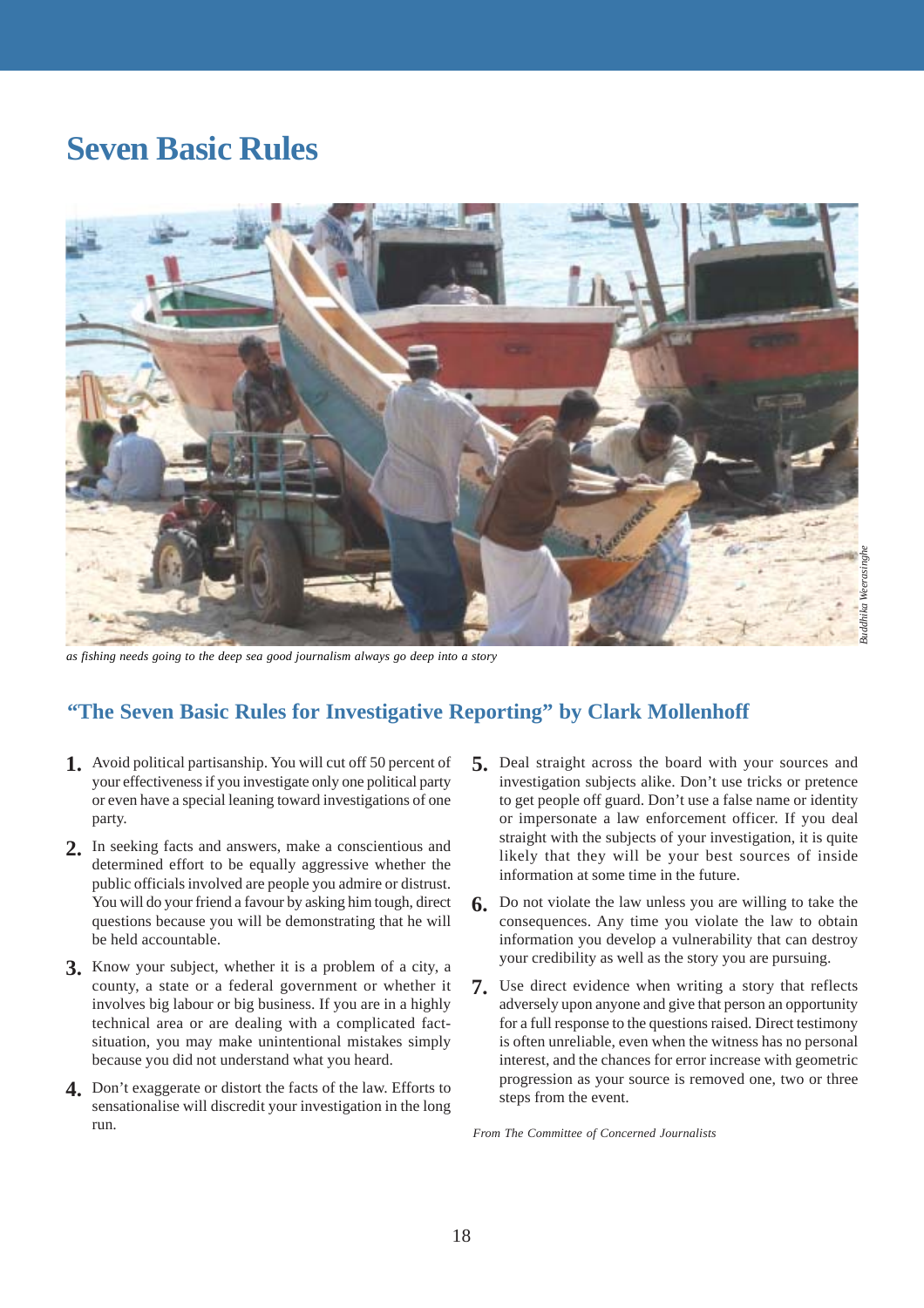# Seven Basic Rules

*as fishing needs going to the deep sea good journalism always go deep into a story*

Buddhika Weerasinghe

## "The Seven Basic Rules for Investigative Reporting" by Clark Mollenhoff

1. Avoid political partisanship. You will cut off 50 percent of your effectiveness if you investigate only one political party or even have a special leaning toward investigations of one party.

2. In seeking facts and answers, make a conscientious and determined effort to be equally aggressive whether the public officials involved are people you admire or distrust. You will do your friend a favour by asking him tough, direct questions because you will be demonstrating that he will be held accountable.

3. Know your subject, whether it is a problem of a city, a county, a state or a federal government or whether it involves big labour or big business. If you are in a highly technical area or are dealing with a complicated fact-situation, you may make unintentional mistakes simply because you did not understand what you heard.

4. Don't exaggerate or distort the facts of the law. Efforts to sensationalise will discredit your investigation in the long run.

5. Deal straight across the board with your sources and investigation subjects alike. Don't use tricks or pretence to get people off guard. Don't use a false name or identity or impersonate a law enforcement officer. If you deal straight with the subjects of your investigation, it is quite likely that they will be your best sources of inside information at some time in the future.

6. Do not violate the law unless you are willing to take the consequences. Any time you violate the law to obtain information you develop a vulnerability that can destroy your credibility as well as the story you are pursuing.

7. Use direct evidence when writing a story that reflects adversely upon anyone and give that person an opportunity for a full response to the questions raised. Direct testimony is often unreliable, even when the witness has no personal interest, and the chances for error increase with geometric progression as your source is removed one, two or three steps from the event.

*From The Committee of Concerned Journalists*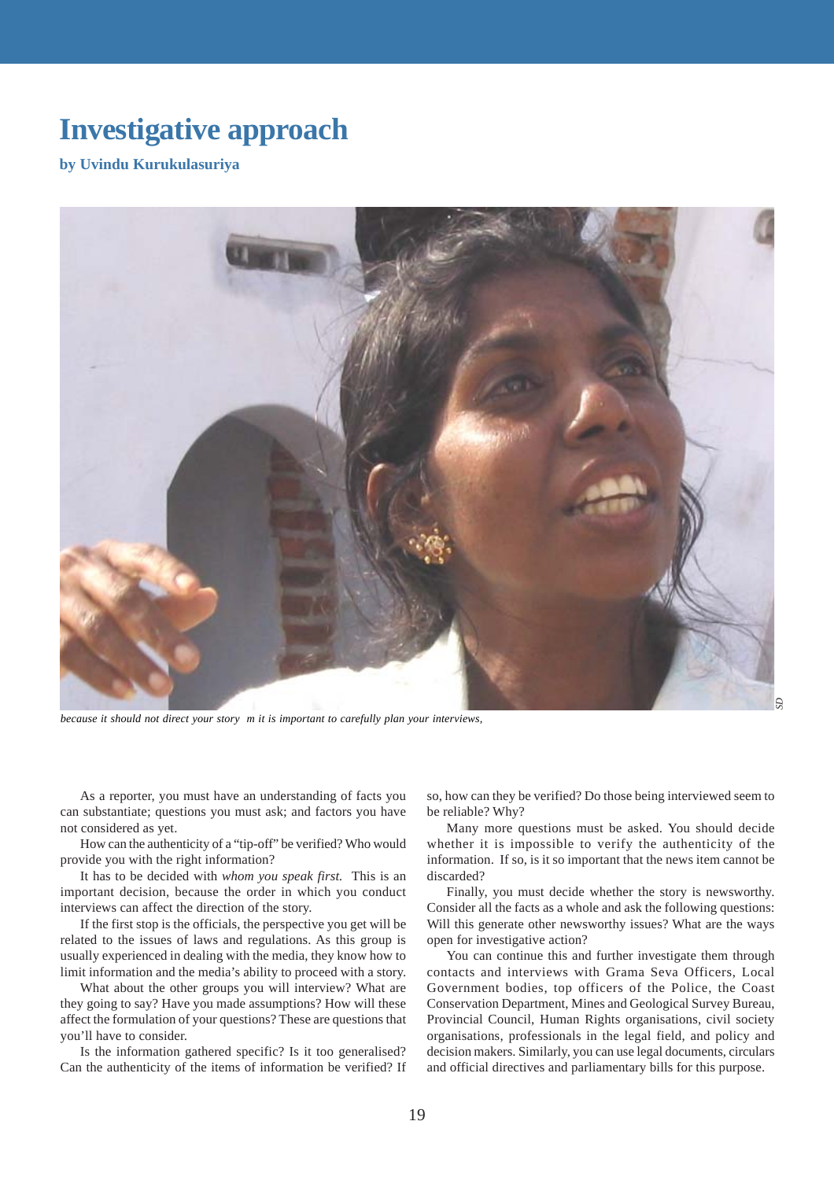# Investigative approach

**by Uvindu Kurukulasuriya**

*because it should not direct your story m it is important to carefully plan your interviews,*

As a reporter, you must have an understanding of facts you can substantiate; questions you must ask; and factors you have not considered as yet.

How can the authenticity of a "tip-off" be verified? Who would provide you with the right information?

It has to be decided with *whom you speak first.* This is an important decision, because the order in which you conduct interviews can affect the direction of the story.

If the first stop is the officials, the perspective you get will be related to the issues of laws and regulations. As this group is usually experienced in dealing with the media, they know how to limit information and the media's ability to proceed with a story.

What about the other groups you will interview? What are they going to say? Have you made assumptions? How will these affect the formulation of your questions? These are questions that you'll have to consider.

Is the information gathered specific? Is it too generalised? Can the authenticity of the items of information be verified? If so, how can they be verified? Do those being interviewed seem to be reliable? Why?

Many more questions must be asked. You should decide whether it is impossible to verify the authenticity of the information. If so, is it so important that the news item cannot be discarded?

Finally, you must decide whether the story is newsworthy. Consider all the facts as a whole and ask the following questions: Will this generate other newsworthy issues? What are the ways open for investigative action?

You can continue this and further investigate them through contacts and interviews with Grama Seva Officers, Local Government bodies, top officers of the Police, the Coast Conservation Department, Mines and Geological Survey Bureau, Provincial Council, Human Rights organisations, civil society organisations, professionals in the legal field, and policy and decision makers. Similarly, you can use legal documents, circulars and official directives and parliamentary bills for this purpose.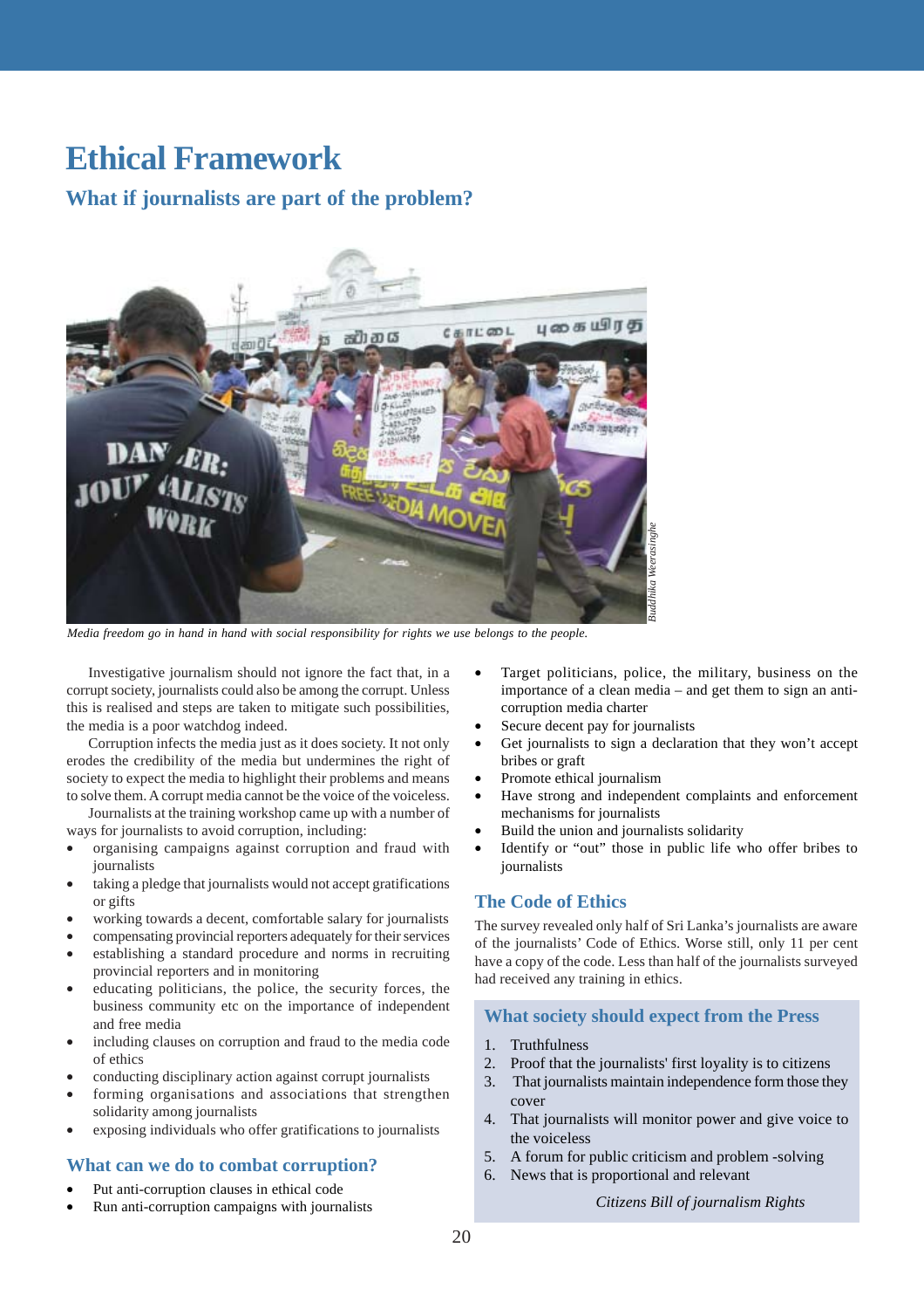# Ethical Framework

## What if journalists are part of the problem?

*Media freedom go in hand in hand with social responsibility for rights we use belongs to the people.*

Investigative journalism should not ignore the fact that, in a corrupt society, journalists could also be among the corrupt. Unless this is realised and steps are taken to mitigate such possibilities, the media is a poor watchdog indeed.

Corruption infects the media just as it does society. It not only erodes the credibility of the media but undermines the right of society to expect the media to highlight their problems and means to solve them. A corrupt media cannot be the voice of the voiceless.

Journalists at the training workshop came up with a number of ways for journalists to avoid corruption, including:

- organising campaigns against corruption and fraud with journalists
- taking a pledge that journalists would not accept gratifications or gifts
- working towards a decent, comfortable salary for journalists
- compensating provincial reporters adequately for their services
- establishing a standard procedure and norms in recruiting provincial reporters and in monitoring
- educating politicians, the police, the security forces, the business community etc on the importance of independent and free media
- including clauses on corruption and fraud to the media code of ethics
- conducting disciplinary action against corrupt journalists
- forming organisations and associations that strengthen solidarity among journalists
- exposing individuals who offer gratifications to journalists

### What can we do to combat corruption?

- Put anti-corruption clauses in ethical code
- Run anti-corruption campaigns with journalists
- Target politicians, police, the military, business on the importance of a clean media – and get them to sign an anti-corruption media charter
- Secure decent pay for journalists
- Get journalists to sign a declaration that they won't accept bribes or graft
- Promote ethical journalism
- Have strong and independent complaints and enforcement mechanisms for journalists
- Build the union and journalists solidarity
- Identify or "out" those in public life who offer bribes to journalists

### The Code of Ethics

The survey revealed only half of Sri Lanka's journalists are aware of the journalists' Code of Ethics. Worse still, only 11 per cent have a copy of the code. Less than half of the journalists surveyed had received any training in ethics.

### What society should expect from the Press

1. Truthfulness
2. Proof that the journalists' first loyality is to citizens
3. That journalists maintain independence form those they cover
4. That journalists will monitor power and give voice to the voiceless
5. A forum for public criticism and problem -solving
6. News that is proportional and relevant

*Citizens Bill of journalism Rights*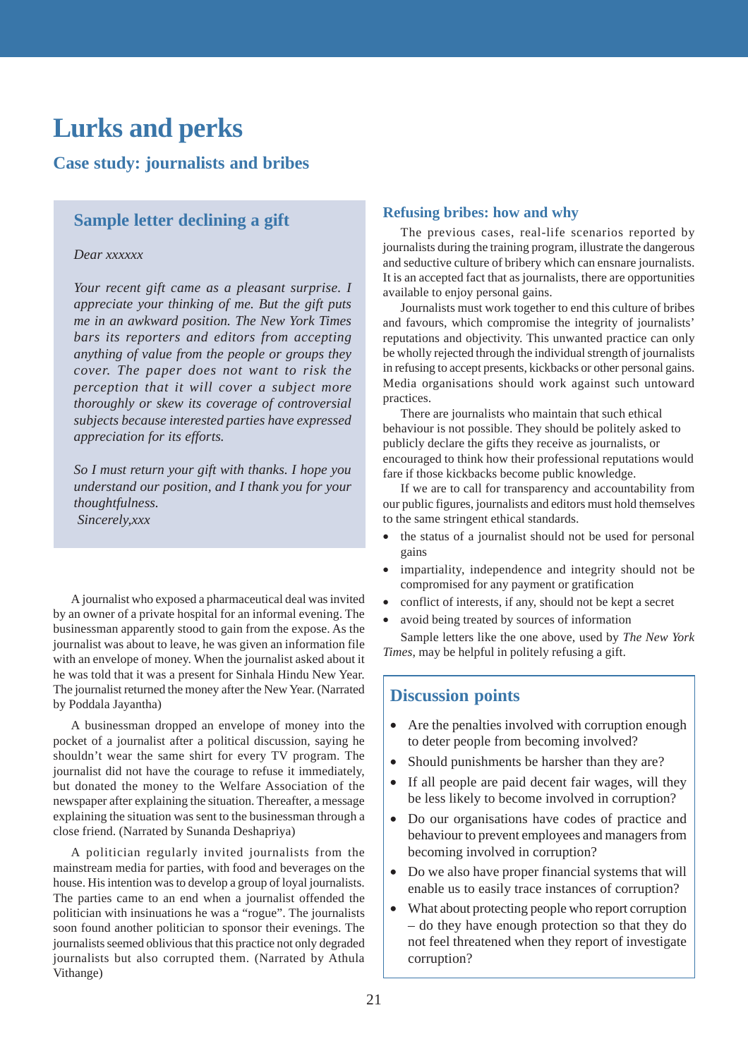# Lurks and perks

## Case study: journalists and bribes

### Sample letter declining a gift

*Dear xxxxxx*

*Your recent gift came as a pleasant surprise. I appreciate your thinking of me. But the gift puts me in an awkward position. The New York Times bars its reporters and editors from accepting anything of value from the people or groups they cover. The paper does not want to risk the perception that it will cover a subject more thoroughly or skew its coverage of controversial subjects because interested parties have expressed appreciation for its efforts.*

*So I must return your gift with thanks. I hope you understand our position, and I thank you for your thoughtfulness.*

*Sincerely,xxx*

A journalist who exposed a pharmaceutical deal was invited by an owner of a private hospital for an informal evening. The businessman apparently stood to gain from the expose. As the journalist was about to leave, he was given an information file with an envelope of money. When the journalist asked about it he was told that it was a present for Sinhala Hindu New Year. The journalist returned the money after the New Year. (Narrated by Poddala Jayantha)

A businessman dropped an envelope of money into the pocket of a journalist after a political discussion, saying he shouldn't wear the same shirt for every TV program. The journalist did not have the courage to refuse it immediately, but donated the money to the Welfare Association of the newspaper after explaining the situation. Thereafter, a message explaining the situation was sent to the businessman through a close friend. (Narrated by Sunanda Deshapriya)

A politician regularly invited journalists from the mainstream media for parties, with food and beverages on the house. His intention was to develop a group of loyal journalists. The parties came to an end when a journalist offended the politician with insinuations he was a "rogue". The journalists soon found another politician to sponsor their evenings. The journalists seemed oblivious that this practice not only degraded journalists but also corrupted them. (Narrated by Athula Vithange)

### Refusing bribes: how and why

The previous cases, real-life scenarios reported by journalists during the training program, illustrate the dangerous and seductive culture of bribery which can ensnare journalists. It is an accepted fact that as journalists, there are opportunities available to enjoy personal gains.

Journalists must work together to end this culture of bribes and favours, which compromise the integrity of journalists' reputations and objectivity. This unwanted practice can only be wholly rejected through the individual strength of journalists in refusing to accept presents, kickbacks or other personal gains. Media organisations should work against such untoward practices.

There are journalists who maintain that such ethical behaviour is not possible. They should be politely asked to publicly declare the gifts they receive as journalists, or encouraged to think how their professional reputations would fare if those kickbacks become public knowledge.

If we are to call for transparency and accountability from our public figures, journalists and editors must hold themselves to the same stringent ethical standards.

- the status of a journalist should not be used for personal gains
- impartiality, independence and integrity should not be compromised for any payment or gratification
- conflict of interests, if any, should not be kept a secret
- avoid being treated by sources of information

Sample letters like the one above, used by *The New York Times*, may be helpful in politely refusing a gift.

### Discussion points

- Are the penalties involved with corruption enough to deter people from becoming involved?
- Should punishments be harsher than they are?
- If all people are paid decent fair wages, will they be less likely to become involved in corruption?
- Do our organisations have codes of practice and behaviour to prevent employees and managers from becoming involved in corruption?
- Do we also have proper financial systems that will enable us to easily trace instances of corruption?
- What about protecting people who report corruption – do they have enough protection so that they do not feel threatened when they report of investigate corruption?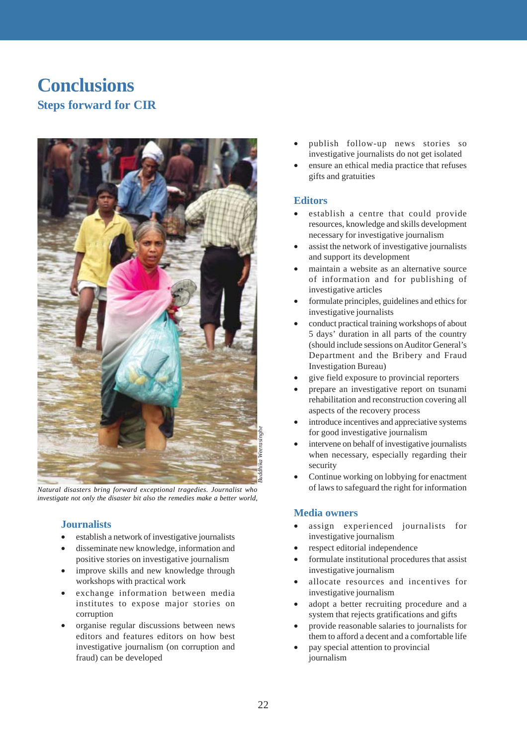# Conclusions

## Steps forward for CIR

*Natural disasters bring forward exceptional tragedies. Journalist who investigate not only the disaster bit also the remedies make a better world,*

### Journalists

- establish a network of investigative journalists
- disseminate new knowledge, information and positive stories on investigative journalism
- improve skills and new knowledge through workshops with practical work
- exchange information between media institutes to expose major stories on corruption
- organise regular discussions between news editors and features editors on how best investigative journalism (on corruption and fraud) can be developed
- publish follow-up news stories so investigative journalists do not get isolated
- ensure an ethical media practice that refuses gifts and gratuities

### Editors

- establish a centre that could provide resources, knowledge and skills development necessary for investigative journalism
- assist the network of investigative journalists and support its development
- maintain a website as an alternative source of information and for publishing of investigative articles
- formulate principles, guidelines and ethics for investigative journalists
- conduct practical training workshops of about 5 days' duration in all parts of the country (should include sessions on Auditor General's Department and the Bribery and Fraud Investigation Bureau)
- give field exposure to provincial reporters
- prepare an investigative report on tsunami rehabilitation and reconstruction covering all aspects of the recovery process
- introduce incentives and appreciative systems for good investigative journalism
- intervene on behalf of investigative journalists when necessary, especially regarding their security
- Continue working on lobbying for enactment of laws to safeguard the right for information

### Media owners

- assign experienced journalists for investigative journalism
- respect editorial independence
- formulate institutional procedures that assist investigative journalism
- allocate resources and incentives for investigative journalism
- adopt a better recruiting procedure and a system that rejects gratifications and gifts
- provide reasonable salaries to journalists for them to afford a decent and a comfortable life
- pay special attention to provincial journalism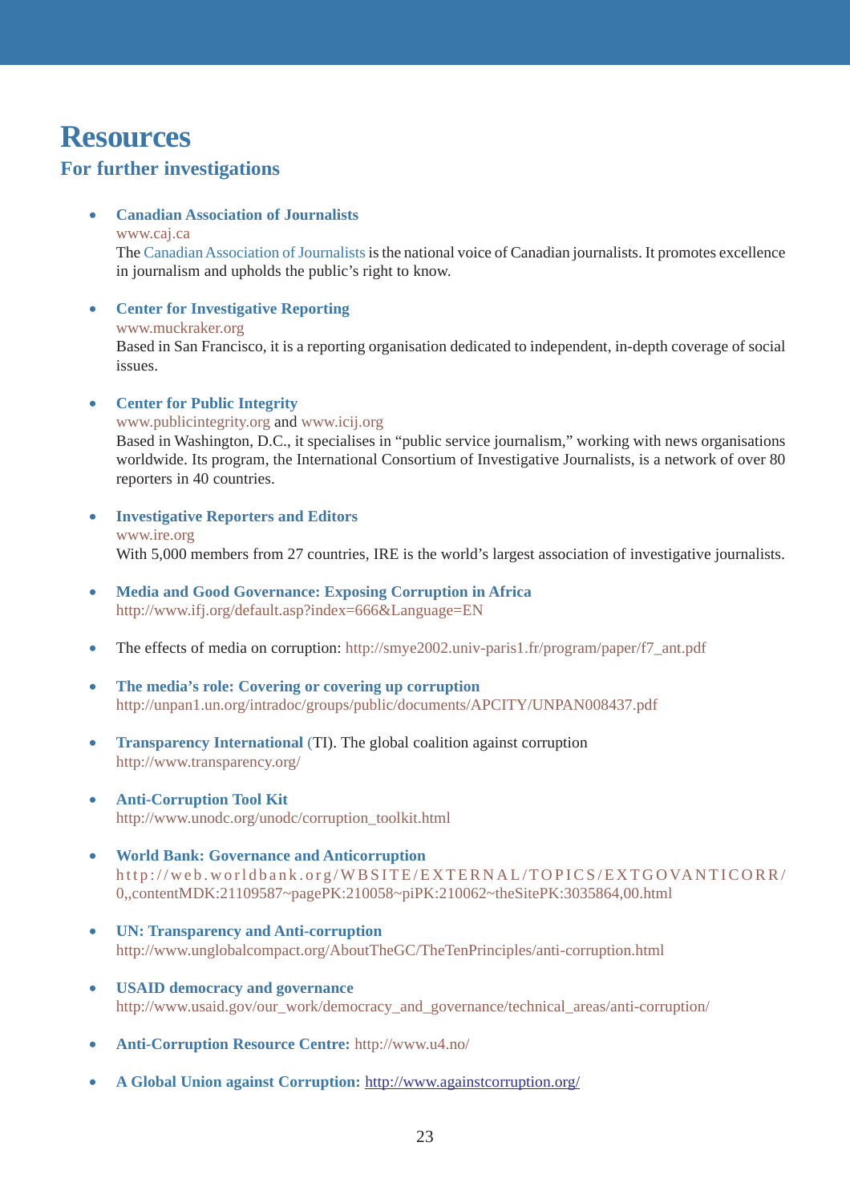# Resources

## For further investigations

- **Canadian Association of Journalists**
  www.caj.ca
  The Canadian Association of Journalists is the national voice of Canadian journalists. It promotes excellence in journalism and upholds the public's right to know.

- **Center for Investigative Reporting**
  www.muckraker.org
  Based in San Francisco, it is a reporting organisation dedicated to independent, in-depth coverage of social issues.

- **Center for Public Integrity**
  www.publicintegrity.org and www.icij.org
  Based in Washington, D.C., it specialises in "public service journalism," working with news organisations worldwide. Its program, the International Consortium of Investigative Journalists, is a network of over 80 reporters in 40 countries.

- **Investigative Reporters and Editors**
  www.ire.org
  With 5,000 members from 27 countries, IRE is the world's largest association of investigative journalists.

- **Media and Good Governance: Exposing Corruption in Africa**
  http://www.ifj.org/default.asp?index=666&Language=EN

- The effects of media on corruption: http://smye2002.univ-paris1.fr/program/paper/f7_ant.pdf

- **The media's role: Covering or covering up corruption**
  http://unpan1.un.org/intradoc/groups/public/documents/APCITY/UNPAN008437.pdf

- **Transparency International** (TI). The global coalition against corruption
  http://www.transparency.org/

- **Anti-Corruption Tool Kit**
  http://www.unodc.org/unodc/corruption_toolkit.html

- **World Bank: Governance and Anticorruption**
  http://web.worldbank.org/WBSITE/EXTERNAL/TOPICS/EXTGOVANTICORR/0,,contentMDK:21109587~pagePK:210058~piPK:210062~theSitePK:3035864,00.html

- **UN: Transparency and Anti-corruption**
  http://www.unglobalcompact.org/AboutTheGC/TheTenPrinciples/anti-corruption.html

- **USAID democracy and governance**
  http://www.usaid.gov/our_work/democracy_and_governance/technical_areas/anti-corruption/

- **Anti-Corruption Resource Centre:** http://www.u4.no/

- **A Global Union against Corruption:** http://www.againstcorruption.org/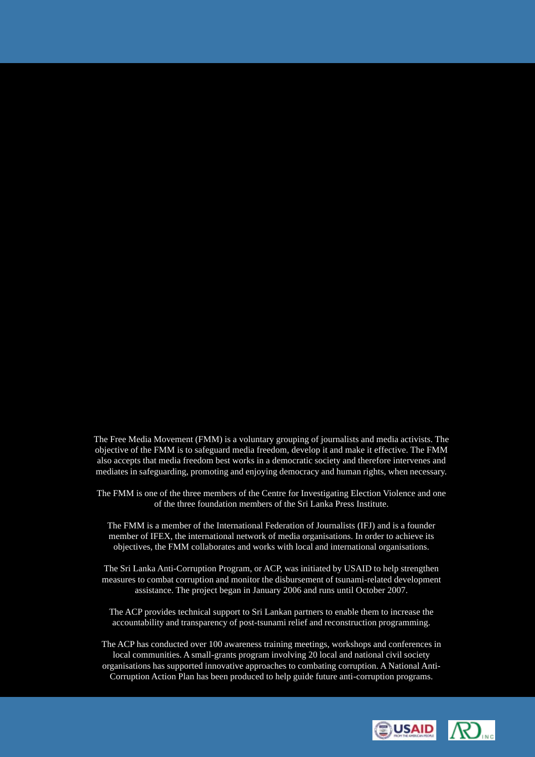The Free Media Movement (FMM) is a voluntary grouping of journalists and media activists. The objective of the FMM is to safeguard media freedom, develop it and make it effective. The FMM also accepts that media freedom best works in a democratic society and therefore intervenes and mediates in safeguarding, promoting and enjoying democracy and human rights, when necessary.

The FMM is one of the three members of the Centre for Investigating Election Violence and one of the three foundation members of the Sri Lanka Press Institute.

The FMM is a member of the International Federation of Journalists (IFJ) and is a founder member of IFEX, the international network of media organisations. In order to achieve its objectives, the FMM collaborates and works with local and international organisations.

The Sri Lanka Anti-Corruption Program, or ACP, was initiated by USAID to help strengthen measures to combat corruption and monitor the disbursement of tsunami-related development assistance. The project began in January 2006 and runs until October 2007.

The ACP provides technical support to Sri Lankan partners to enable them to increase the accountability and transparency of post-tsunami relief and reconstruction programming.

The ACP has conducted over 100 awareness training meetings, workshops and conferences in local communities. A small-grants program involving 20 local and national civil society organisations has supported innovative approaches to combating corruption. A National Anti-Corruption Action Plan has been produced to help guide future anti-corruption programs.

USAID FROM THE AMERICAN PEOPLE

ARD INC